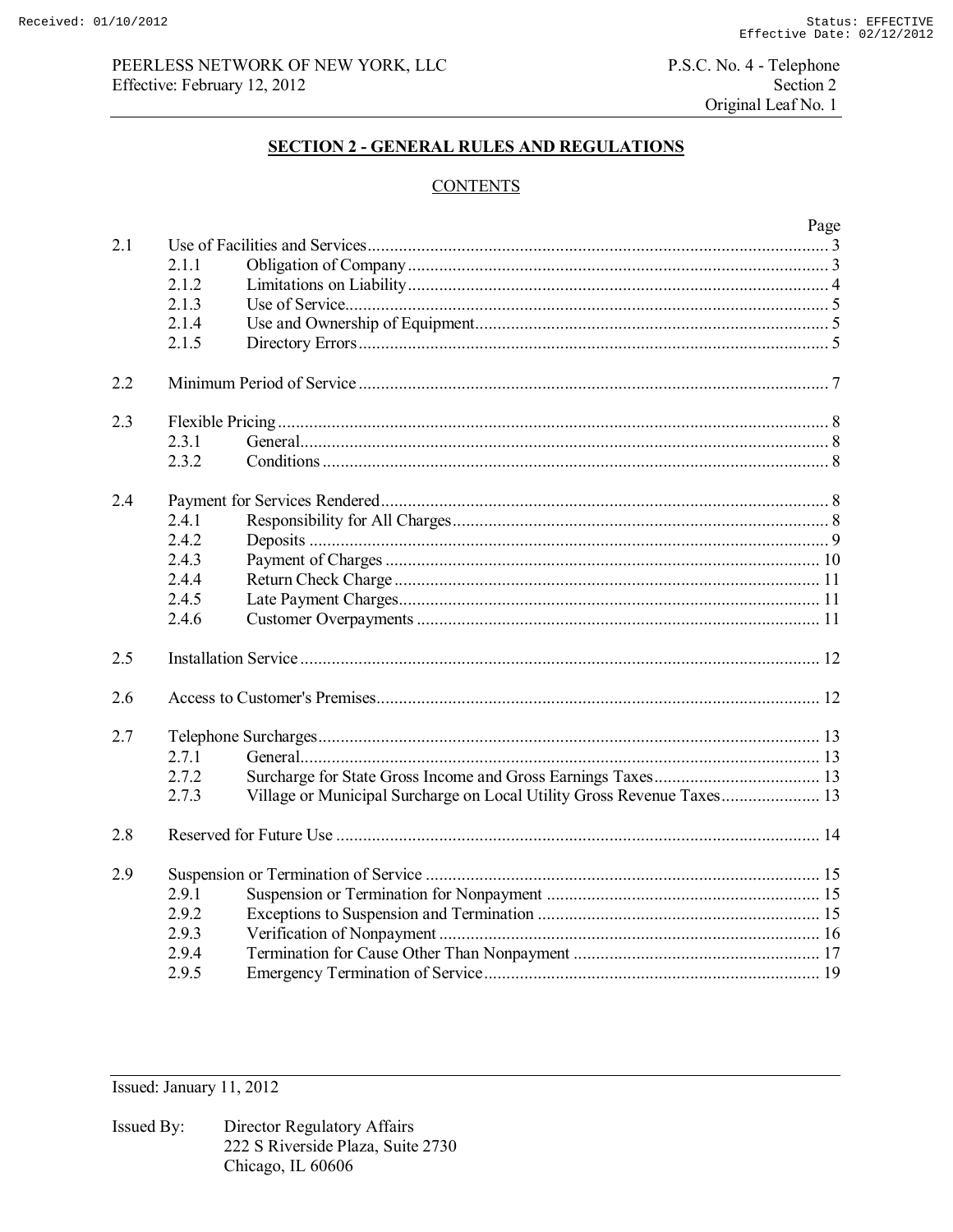PEERLESS NETWORK OF NEW YORK, LLC
Effective: February 12, 2012

P.S.C. No. 4 - Telephone
Section 2
Original Leaf No. 1

## SECTION 2 - GENERAL RULES AND REGULATIONS

### CONTENTS

| | | | Page |
|---|---|---|---|
| 2.1 | Use of Facilities and Services | | 3 |
| | 2.1.1 | Obligation of Company | 3 |
| | 2.1.2 | Limitations on Liability | 4 |
| | 2.1.3 | Use of Service | 5 |
| | 2.1.4 | Use and Ownership of Equipment | 5 |
| | 2.1.5 | Directory Errors | 5 |
| 2.2 | Minimum Period of Service | | 7 |
| 2.3 | Flexible Pricing | | 8 |
| | 2.3.1 | General | 8 |
| | 2.3.2 | Conditions | 8 |
| 2.4 | Payment for Services Rendered | | 8 |
| | 2.4.1 | Responsibility for All Charges | 8 |
| | 2.4.2 | Deposits | 9 |
| | 2.4.3 | Payment of Charges | 10 |
| | 2.4.4 | Return Check Charge | 11 |
| | 2.4.5 | Late Payment Charges | 11 |
| | 2.4.6 | Customer Overpayments | 11 |
| 2.5 | Installation Service | | 12 |
| 2.6 | Access to Customer's Premises | | 12 |
| 2.7 | Telephone Surcharges | | 13 |
| | 2.7.1 | General | 13 |
| | 2.7.2 | Surcharge for State Gross Income and Gross Earnings Taxes | 13 |
| | 2.7.3 | Village or Municipal Surcharge on Local Utility Gross Revenue Taxes | 13 |
| 2.8 | Reserved for Future Use | | 14 |
| 2.9 | Suspension or Termination of Service | | 15 |
| | 2.9.1 | Suspension or Termination for Nonpayment | 15 |
| | 2.9.2 | Exceptions to Suspension and Termination | 15 |
| | 2.9.3 | Verification of Nonpayment | 16 |
| | 2.9.4 | Termination for Cause Other Than Nonpayment | 17 |
| | 2.9.5 | Emergency Termination of Service | 19 |

Issued: January 11, 2012

Issued By: Director Regulatory Affairs
222 S Riverside Plaza, Suite 2730
Chicago, IL 60606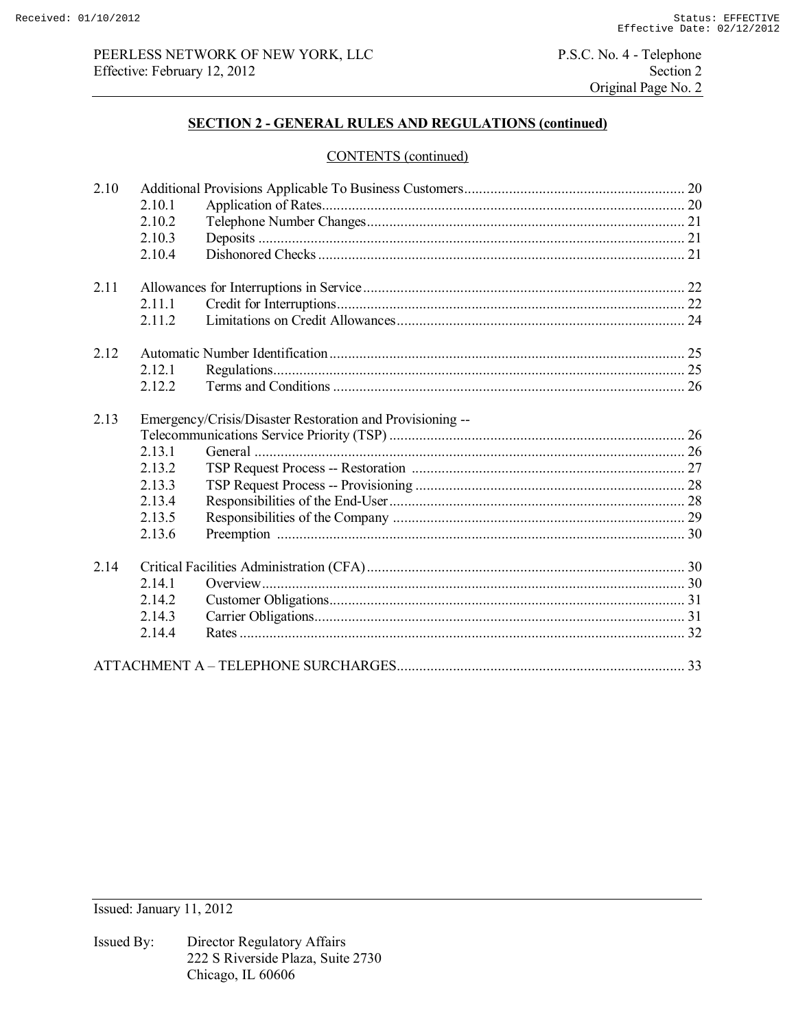## SECTION 2 - GENERAL RULES AND REGULATIONS (continued)

CONTENTS (continued)

| | | | |
|---|---|---|---|
| 2.10 | Additional Provisions Applicable To Business Customers | | 20 |
| | 2.10.1 | Application of Rates | 20 |
| | 2.10.2 | Telephone Number Changes | 21 |
| | 2.10.3 | Deposits | 21 |
| | 2.10.4 | Dishonored Checks | 21 |
| 2.11 | Allowances for Interruptions in Service | | 22 |
| | 2.11.1 | Credit for Interruptions | 22 |
| | 2.11.2 | Limitations on Credit Allowances | 24 |
| 2.12 | Automatic Number Identification | | 25 |
| | 2.12.1 | Regulations | 25 |
| | 2.12.2 | Terms and Conditions | 26 |
| 2.13 | Emergency/Crisis/Disaster Restoration and Provisioning -- Telecommunications Service Priority (TSP) | | 26 |
| | 2.13.1 | General | 26 |
| | 2.13.2 | TSP Request Process -- Restoration | 27 |
| | 2.13.3 | TSP Request Process -- Provisioning | 28 |
| | 2.13.4 | Responsibilities of the End-User | 28 |
| | 2.13.5 | Responsibilities of the Company | 29 |
| | 2.13.6 | Preemption | 30 |
| 2.14 | Critical Facilities Administration (CFA) | | 30 |
| | 2.14.1 | Overview | 30 |
| | 2.14.2 | Customer Obligations | 31 |
| | 2.14.3 | Carrier Obligations | 31 |
| | 2.14.4 | Rates | 32 |

ATTACHMENT A – TELEPHONE SURCHARGES ........ 33

Issued: January 11, 2012

Issued By: Director Regulatory Affairs
222 S Riverside Plaza, Suite 2730
Chicago, IL 60606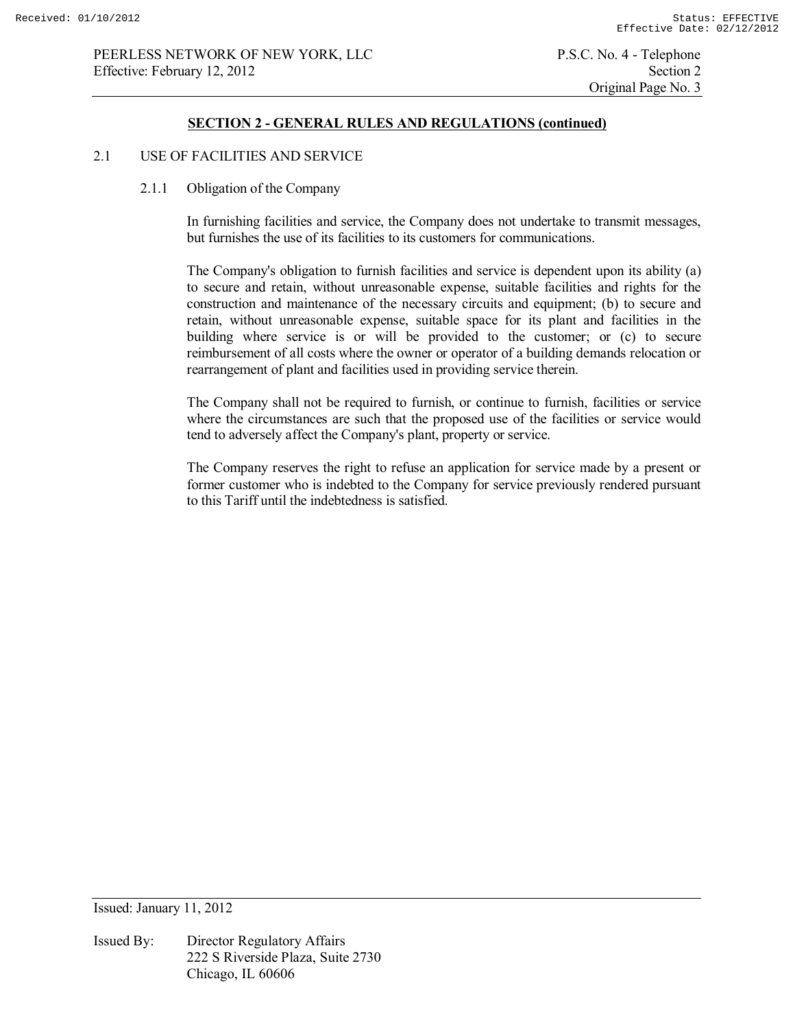## SECTION 2 - GENERAL RULES AND REGULATIONS (continued)

### 2.1 USE OF FACILITIES AND SERVICE

#### 2.1.1 Obligation of the Company

In furnishing facilities and service, the Company does not undertake to transmit messages, but furnishes the use of its facilities to its customers for communications.

The Company's obligation to furnish facilities and service is dependent upon its ability (a) to secure and retain, without unreasonable expense, suitable facilities and rights for the construction and maintenance of the necessary circuits and equipment; (b) to secure and retain, without unreasonable expense, suitable space for its plant and facilities in the building where service is or will be provided to the customer; or (c) to secure reimbursement of all costs where the owner or operator of a building demands relocation or rearrangement of plant and facilities used in providing service therein.

The Company shall not be required to furnish, or continue to furnish, facilities or service where the circumstances are such that the proposed use of the facilities or service would tend to adversely affect the Company's plant, property or service.

The Company reserves the right to refuse an application for service made by a present or former customer who is indebted to the Company for service previously rendered pursuant to this Tariff until the indebtedness is satisfied.

Issued: January 11, 2012

Issued By: Director Regulatory Affairs
222 S Riverside Plaza, Suite 2730
Chicago, IL 60606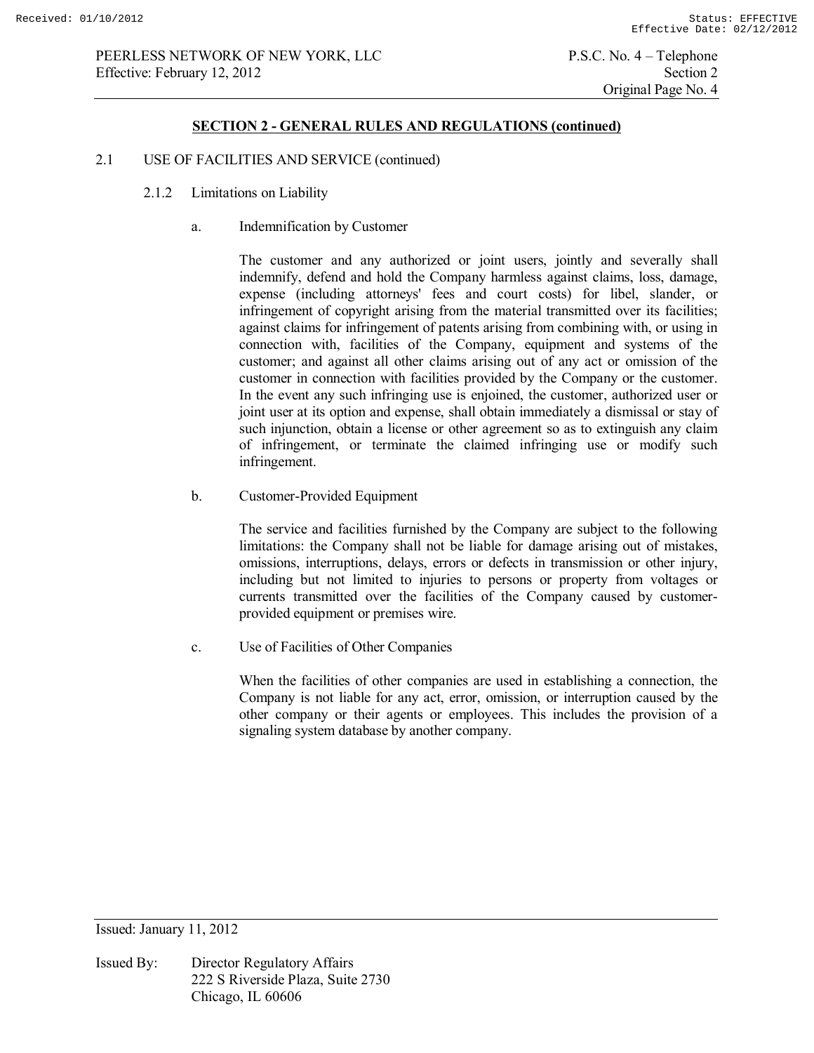## SECTION 2 - GENERAL RULES AND REGULATIONS (continued)

2.1 USE OF FACILITIES AND SERVICE (continued)

2.1.2 Limitations on Liability

a. Indemnification by Customer

The customer and any authorized or joint users, jointly and severally shall indemnify, defend and hold the Company harmless against claims, loss, damage, expense (including attorneys' fees and court costs) for libel, slander, or infringement of copyright arising from the material transmitted over its facilities; against claims for infringement of patents arising from combining with, or using in connection with, facilities of the Company, equipment and systems of the customer; and against all other claims arising out of any act or omission of the customer in connection with facilities provided by the Company or the customer. In the event any such infringing use is enjoined, the customer, authorized user or joint user at its option and expense, shall obtain immediately a dismissal or stay of such injunction, obtain a license or other agreement so as to extinguish any claim of infringement, or terminate the claimed infringing use or modify such infringement.

b. Customer-Provided Equipment

The service and facilities furnished by the Company are subject to the following limitations: the Company shall not be liable for damage arising out of mistakes, omissions, interruptions, delays, errors or defects in transmission or other injury, including but not limited to injuries to persons or property from voltages or currents transmitted over the facilities of the Company caused by customer-provided equipment or premises wire.

c. Use of Facilities of Other Companies

When the facilities of other companies are used in establishing a connection, the Company is not liable for any act, error, omission, or interruption caused by the other company or their agents or employees. This includes the provision of a signaling system database by another company.

Issued: January 11, 2012

Issued By: Director Regulatory Affairs
222 S Riverside Plaza, Suite 2730
Chicago, IL 60606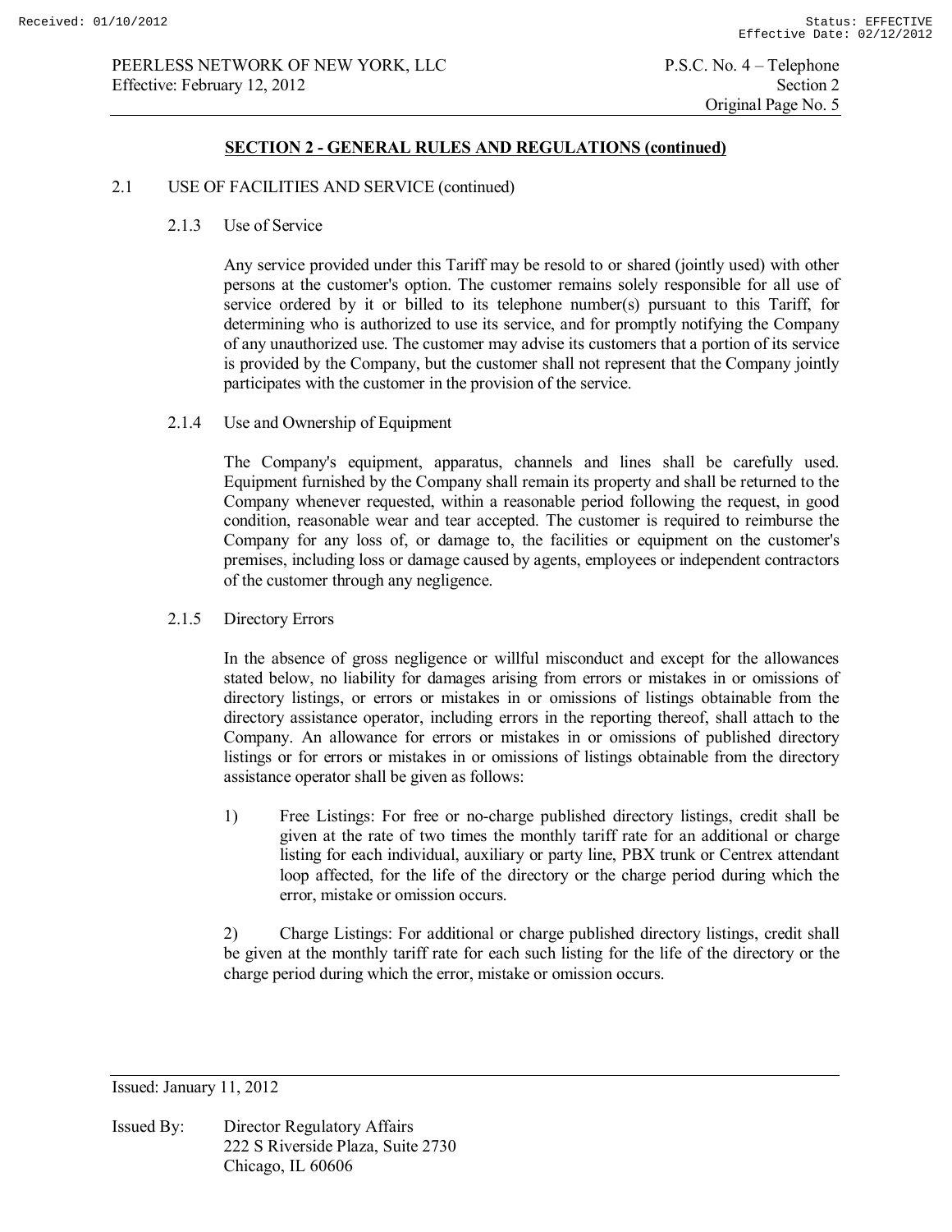## SECTION 2 - GENERAL RULES AND REGULATIONS (continued)

2.1 USE OF FACILITIES AND SERVICE (continued)

### 2.1.3 Use of Service

Any service provided under this Tariff may be resold to or shared (jointly used) with other persons at the customer's option. The customer remains solely responsible for all use of service ordered by it or billed to its telephone number(s) pursuant to this Tariff, for determining who is authorized to use its service, and for promptly notifying the Company of any unauthorized use. The customer may advise its customers that a portion of its service is provided by the Company, but the customer shall not represent that the Company jointly participates with the customer in the provision of the service.

### 2.1.4 Use and Ownership of Equipment

The Company's equipment, apparatus, channels and lines shall be carefully used. Equipment furnished by the Company shall remain its property and shall be returned to the Company whenever requested, within a reasonable period following the request, in good condition, reasonable wear and tear accepted. The customer is required to reimburse the Company for any loss of, or damage to, the facilities or equipment on the customer's premises, including loss or damage caused by agents, employees or independent contractors of the customer through any negligence.

### 2.1.5 Directory Errors

In the absence of gross negligence or willful misconduct and except for the allowances stated below, no liability for damages arising from errors or mistakes in or omissions of directory listings, or errors or mistakes in or omissions of listings obtainable from the directory assistance operator, including errors in the reporting thereof, shall attach to the Company. An allowance for errors or mistakes in or omissions of published directory listings or for errors or mistakes in or omissions of listings obtainable from the directory assistance operator shall be given as follows:

1) Free Listings: For free or no-charge published directory listings, credit shall be given at the rate of two times the monthly tariff rate for an additional or charge listing for each individual, auxiliary or party line, PBX trunk or Centrex attendant loop affected, for the life of the directory or the charge period during which the error, mistake or omission occurs.

2) Charge Listings: For additional or charge published directory listings, credit shall be given at the monthly tariff rate for each such listing for the life of the directory or the charge period during which the error, mistake or omission occurs.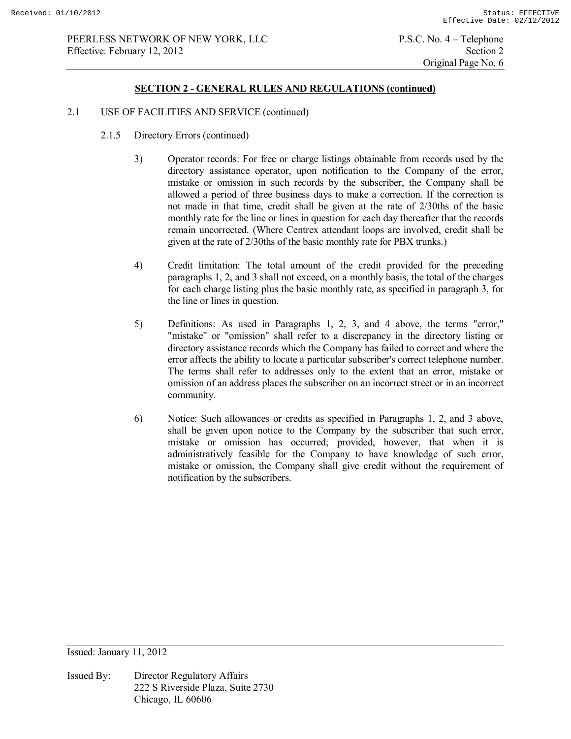## SECTION 2 - GENERAL RULES AND REGULATIONS (continued)

2.1 USE OF FACILITIES AND SERVICE (continued)

2.1.5 Directory Errors (continued)

3) Operator records: For free or charge listings obtainable from records used by the directory assistance operator, upon notification to the Company of the error, mistake or omission in such records by the subscriber, the Company shall be allowed a period of three business days to make a correction. If the correction is not made in that time, credit shall be given at the rate of 2/30ths of the basic monthly rate for the line or lines in question for each day thereafter that the records remain uncorrected. (Where Centrex attendant loops are involved, credit shall be given at the rate of 2/30ths of the basic monthly rate for PBX trunks.)

4) Credit limitation: The total amount of the credit provided for the preceding paragraphs 1, 2, and 3 shall not exceed, on a monthly basis, the total of the charges for each charge listing plus the basic monthly rate, as specified in paragraph 3, for the line or lines in question.

5) Definitions: As used in Paragraphs 1, 2, 3, and 4 above, the terms "error," "mistake" or "omission" shall refer to a discrepancy in the directory listing or directory assistance records which the Company has failed to correct and where the error affects the ability to locate a particular subscriber's correct telephone number. The terms shall refer to addresses only to the extent that an error, mistake or omission of an address places the subscriber on an incorrect street or in an incorrect community.

6) Notice: Such allowances or credits as specified in Paragraphs 1, 2, and 3 above, shall be given upon notice to the Company by the subscriber that such error, mistake or omission has occurred; provided, however, that when it is administratively feasible for the Company to have knowledge of such error, mistake or omission, the Company shall give credit without the requirement of notification by the subscribers.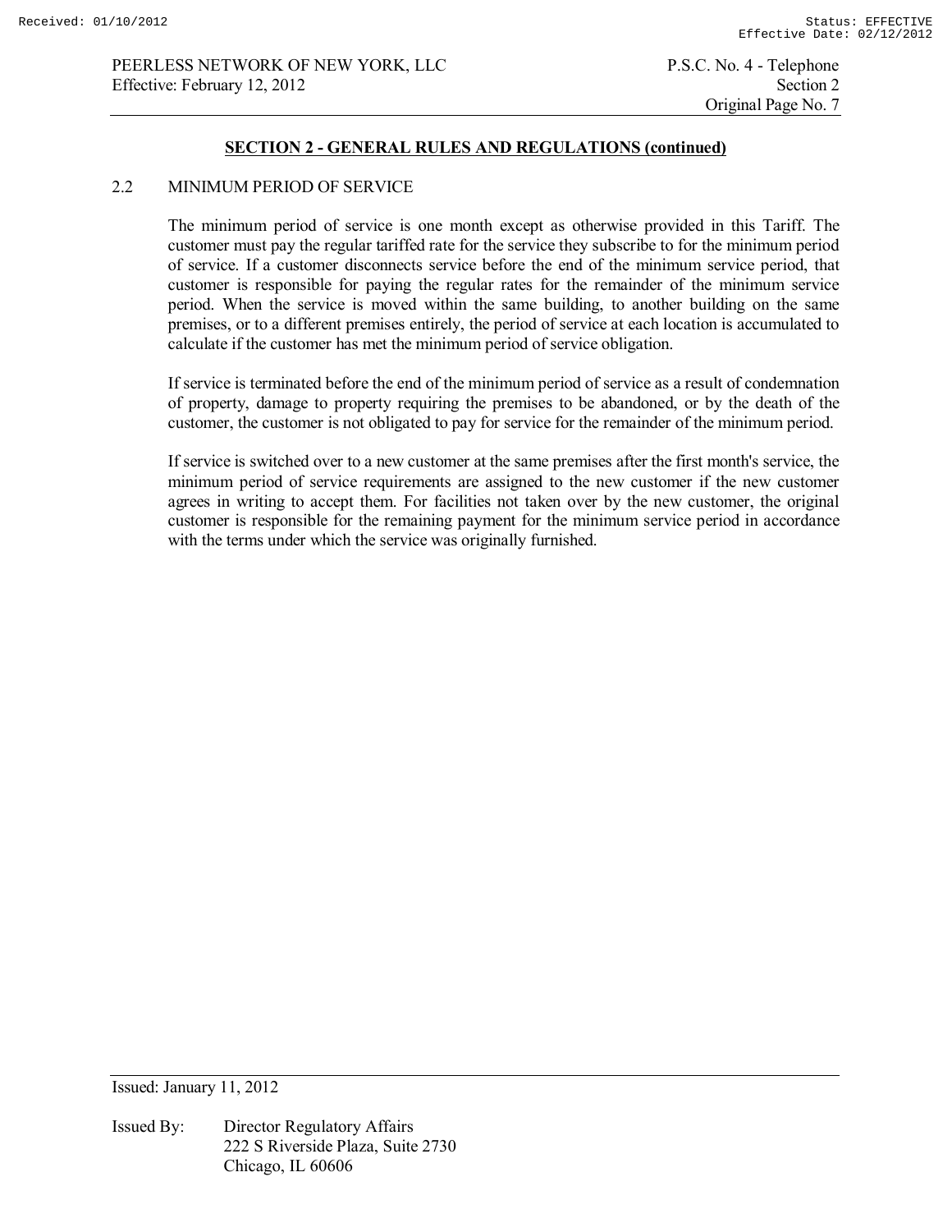## SECTION 2 - GENERAL RULES AND REGULATIONS (continued)

### 2.2 MINIMUM PERIOD OF SERVICE

The minimum period of service is one month except as otherwise provided in this Tariff. The customer must pay the regular tariffed rate for the service they subscribe to for the minimum period of service. If a customer disconnects service before the end of the minimum service period, that customer is responsible for paying the regular rates for the remainder of the minimum service period. When the service is moved within the same building, to another building on the same premises, or to a different premises entirely, the period of service at each location is accumulated to calculate if the customer has met the minimum period of service obligation.

If service is terminated before the end of the minimum period of service as a result of condemnation of property, damage to property requiring the premises to be abandoned, or by the death of the customer, the customer is not obligated to pay for service for the remainder of the minimum period.

If service is switched over to a new customer at the same premises after the first month's service, the minimum period of service requirements are assigned to the new customer if the new customer agrees in writing to accept them. For facilities not taken over by the new customer, the original customer is responsible for the remaining payment for the minimum service period in accordance with the terms under which the service was originally furnished.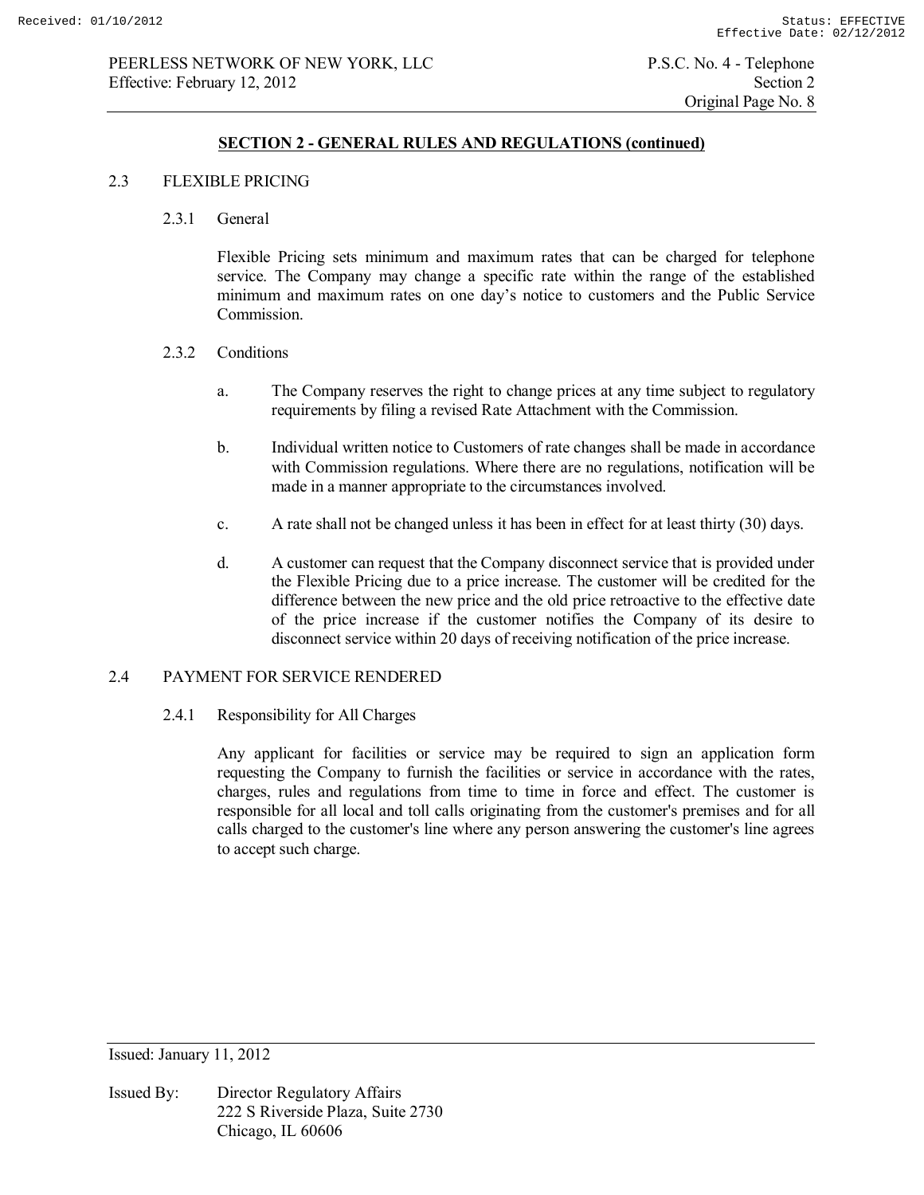## SECTION 2 - GENERAL RULES AND REGULATIONS (continued)

### 2.3 FLEXIBLE PRICING

#### 2.3.1 General

Flexible Pricing sets minimum and maximum rates that can be charged for telephone service. The Company may change a specific rate within the range of the established minimum and maximum rates on one day's notice to customers and the Public Service Commission.

#### 2.3.2 Conditions

a. The Company reserves the right to change prices at any time subject to regulatory requirements by filing a revised Rate Attachment with the Commission.

b. Individual written notice to Customers of rate changes shall be made in accordance with Commission regulations. Where there are no regulations, notification will be made in a manner appropriate to the circumstances involved.

c. A rate shall not be changed unless it has been in effect for at least thirty (30) days.

d. A customer can request that the Company disconnect service that is provided under the Flexible Pricing due to a price increase. The customer will be credited for the difference between the new price and the old price retroactive to the effective date of the price increase if the customer notifies the Company of its desire to disconnect service within 20 days of receiving notification of the price increase.

### 2.4 PAYMENT FOR SERVICE RENDERED

#### 2.4.1 Responsibility for All Charges

Any applicant for facilities or service may be required to sign an application form requesting the Company to furnish the facilities or service in accordance with the rates, charges, rules and regulations from time to time in force and effect. The customer is responsible for all local and toll calls originating from the customer's premises and for all calls charged to the customer's line where any person answering the customer's line agrees to accept such charge.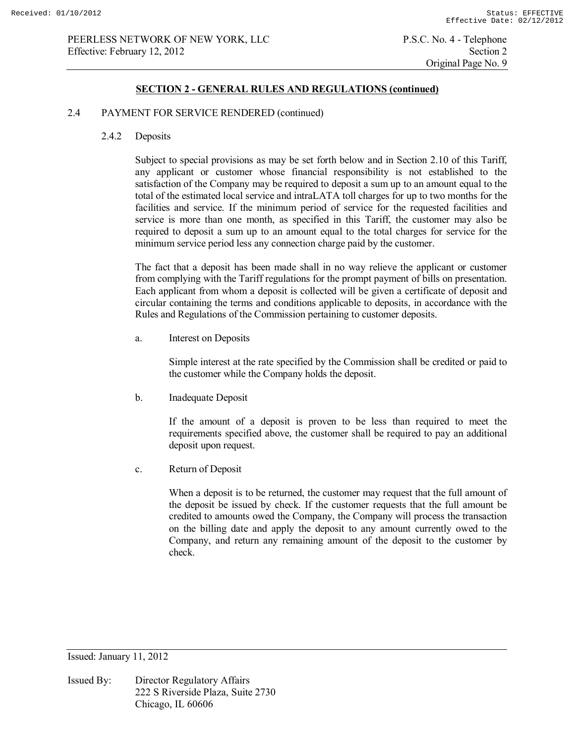## SECTION 2 - GENERAL RULES AND REGULATIONS (continued)

### 2.4 PAYMENT FOR SERVICE RENDERED (continued)

#### 2.4.2 Deposits

Subject to special provisions as may be set forth below and in Section 2.10 of this Tariff, any applicant or customer whose financial responsibility is not established to the satisfaction of the Company may be required to deposit a sum up to an amount equal to the total of the estimated local service and intraLATA toll charges for up to two months for the facilities and service. If the minimum period of service for the requested facilities and service is more than one month, as specified in this Tariff, the customer may also be required to deposit a sum up to an amount equal to the total charges for service for the minimum service period less any connection charge paid by the customer.

The fact that a deposit has been made shall in no way relieve the applicant or customer from complying with the Tariff regulations for the prompt payment of bills on presentation. Each applicant from whom a deposit is collected will be given a certificate of deposit and circular containing the terms and conditions applicable to deposits, in accordance with the Rules and Regulations of the Commission pertaining to customer deposits.

a. Interest on Deposits

Simple interest at the rate specified by the Commission shall be credited or paid to the customer while the Company holds the deposit.

b. Inadequate Deposit

If the amount of a deposit is proven to be less than required to meet the requirements specified above, the customer shall be required to pay an additional deposit upon request.

c. Return of Deposit

When a deposit is to be returned, the customer may request that the full amount of the deposit be issued by check. If the customer requests that the full amount be credited to amounts owed the Company, the Company will process the transaction on the billing date and apply the deposit to any amount currently owed to the Company, and return any remaining amount of the deposit to the customer by check.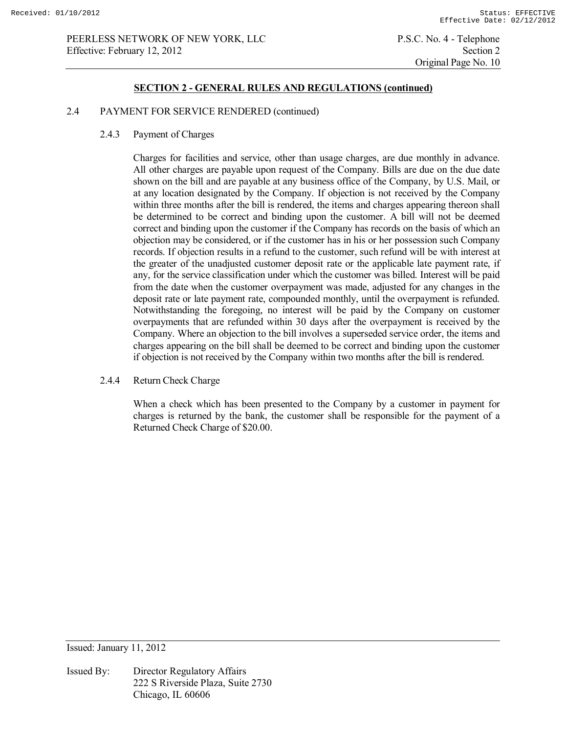## SECTION 2 - GENERAL RULES AND REGULATIONS (continued)

2.4 PAYMENT FOR SERVICE RENDERED (continued)

2.4.3 Payment of Charges

Charges for facilities and service, other than usage charges, are due monthly in advance. All other charges are payable upon request of the Company. Bills are due on the due date shown on the bill and are payable at any business office of the Company, by U.S. Mail, or at any location designated by the Company. If objection is not received by the Company within three months after the bill is rendered, the items and charges appearing thereon shall be determined to be correct and binding upon the customer. A bill will not be deemed correct and binding upon the customer if the Company has records on the basis of which an objection may be considered, or if the customer has in his or her possession such Company records. If objection results in a refund to the customer, such refund will be with interest at the greater of the unadjusted customer deposit rate or the applicable late payment rate, if any, for the service classification under which the customer was billed. Interest will be paid from the date when the customer overpayment was made, adjusted for any changes in the deposit rate or late payment rate, compounded monthly, until the overpayment is refunded. Notwithstanding the foregoing, no interest will be paid by the Company on customer overpayments that are refunded within 30 days after the overpayment is received by the Company. Where an objection to the bill involves a superseded service order, the items and charges appearing on the bill shall be deemed to be correct and binding upon the customer if objection is not received by the Company within two months after the bill is rendered.

2.4.4 Return Check Charge

When a check which has been presented to the Company by a customer in payment for charges is returned by the bank, the customer shall be responsible for the payment of a Returned Check Charge of $20.00.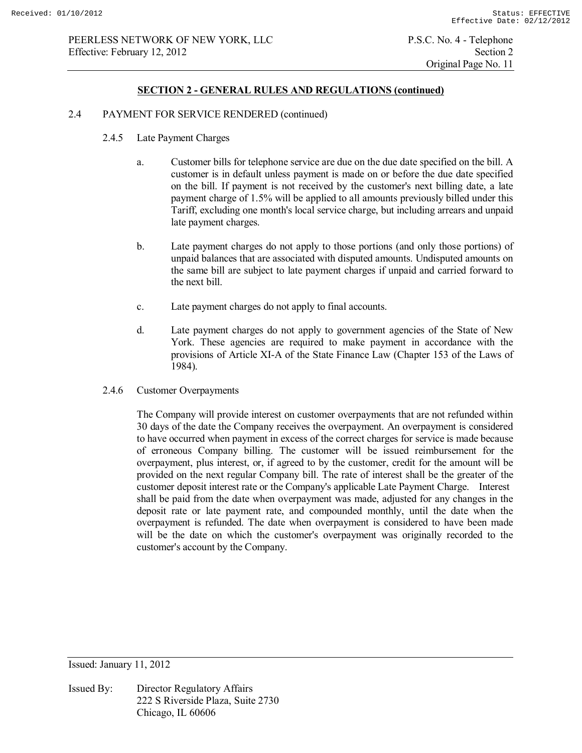## SECTION 2 - GENERAL RULES AND REGULATIONS (continued)

2.4 PAYMENT FOR SERVICE RENDERED (continued)

2.4.5 Late Payment Charges

a. Customer bills for telephone service are due on the due date specified on the bill. A customer is in default unless payment is made on or before the due date specified on the bill. If payment is not received by the customer's next billing date, a late payment charge of 1.5% will be applied to all amounts previously billed under this Tariff, excluding one month's local service charge, but including arrears and unpaid late payment charges.

b. Late payment charges do not apply to those portions (and only those portions) of unpaid balances that are associated with disputed amounts. Undisputed amounts on the same bill are subject to late payment charges if unpaid and carried forward to the next bill.

c. Late payment charges do not apply to final accounts.

d. Late payment charges do not apply to government agencies of the State of New York. These agencies are required to make payment in accordance with the provisions of Article XI-A of the State Finance Law (Chapter 153 of the Laws of 1984).

2.4.6 Customer Overpayments

The Company will provide interest on customer overpayments that are not refunded within 30 days of the date the Company receives the overpayment. An overpayment is considered to have occurred when payment in excess of the correct charges for service is made because of erroneous Company billing. The customer will be issued reimbursement for the overpayment, plus interest, or, if agreed to by the customer, credit for the amount will be provided on the next regular Company bill. The rate of interest shall be the greater of the customer deposit interest rate or the Company's applicable Late Payment Charge. Interest shall be paid from the date when overpayment was made, adjusted for any changes in the deposit rate or late payment rate, and compounded monthly, until the date when the overpayment is refunded. The date when overpayment is considered to have been made will be the date on which the customer's overpayment was originally recorded to the customer's account by the Company.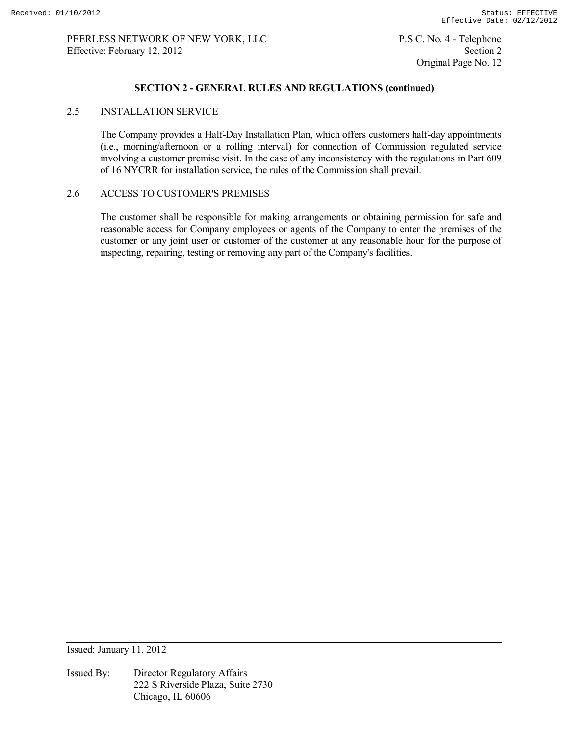## SECTION 2 - GENERAL RULES AND REGULATIONS (continued)

### 2.5 INSTALLATION SERVICE

The Company provides a Half-Day Installation Plan, which offers customers half-day appointments (i.e., morning/afternoon or a rolling interval) for connection of Commission regulated service involving a customer premise visit. In the case of any inconsistency with the regulations in Part 609 of 16 NYCRR for installation service, the rules of the Commission shall prevail.

### 2.6 ACCESS TO CUSTOMER'S PREMISES

The customer shall be responsible for making arrangements or obtaining permission for safe and reasonable access for Company employees or agents of the Company to enter the premises of the customer or any joint user or customer of the customer at any reasonable hour for the purpose of inspecting, repairing, testing or removing any part of the Company's facilities.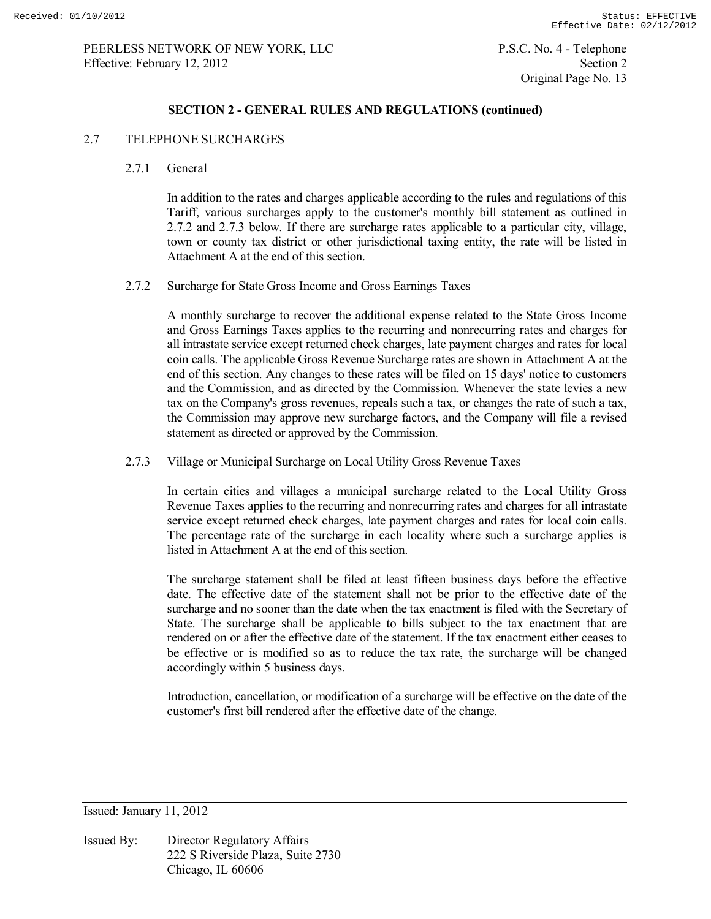## SECTION 2 - GENERAL RULES AND REGULATIONS (continued)

### 2.7 TELEPHONE SURCHARGES

#### 2.7.1 General

In addition to the rates and charges applicable according to the rules and regulations of this Tariff, various surcharges apply to the customer's monthly bill statement as outlined in 2.7.2 and 2.7.3 below. If there are surcharge rates applicable to a particular city, village, town or county tax district or other jurisdictional taxing entity, the rate will be listed in Attachment A at the end of this section.

#### 2.7.2 Surcharge for State Gross Income and Gross Earnings Taxes

A monthly surcharge to recover the additional expense related to the State Gross Income and Gross Earnings Taxes applies to the recurring and nonrecurring rates and charges for all intrastate service except returned check charges, late payment charges and rates for local coin calls. The applicable Gross Revenue Surcharge rates are shown in Attachment A at the end of this section. Any changes to these rates will be filed on 15 days' notice to customers and the Commission, and as directed by the Commission. Whenever the state levies a new tax on the Company's gross revenues, repeals such a tax, or changes the rate of such a tax, the Commission may approve new surcharge factors, and the Company will file a revised statement as directed or approved by the Commission.

#### 2.7.3 Village or Municipal Surcharge on Local Utility Gross Revenue Taxes

In certain cities and villages a municipal surcharge related to the Local Utility Gross Revenue Taxes applies to the recurring and nonrecurring rates and charges for all intrastate service except returned check charges, late payment charges and rates for local coin calls. The percentage rate of the surcharge in each locality where such a surcharge applies is listed in Attachment A at the end of this section.

The surcharge statement shall be filed at least fifteen business days before the effective date. The effective date of the statement shall not be prior to the effective date of the surcharge and no sooner than the date when the tax enactment is filed with the Secretary of State. The surcharge shall be applicable to bills subject to the tax enactment that are rendered on or after the effective date of the statement. If the tax enactment either ceases to be effective or is modified so as to reduce the tax rate, the surcharge will be changed accordingly within 5 business days.

Introduction, cancellation, or modification of a surcharge will be effective on the date of the customer's first bill rendered after the effective date of the change.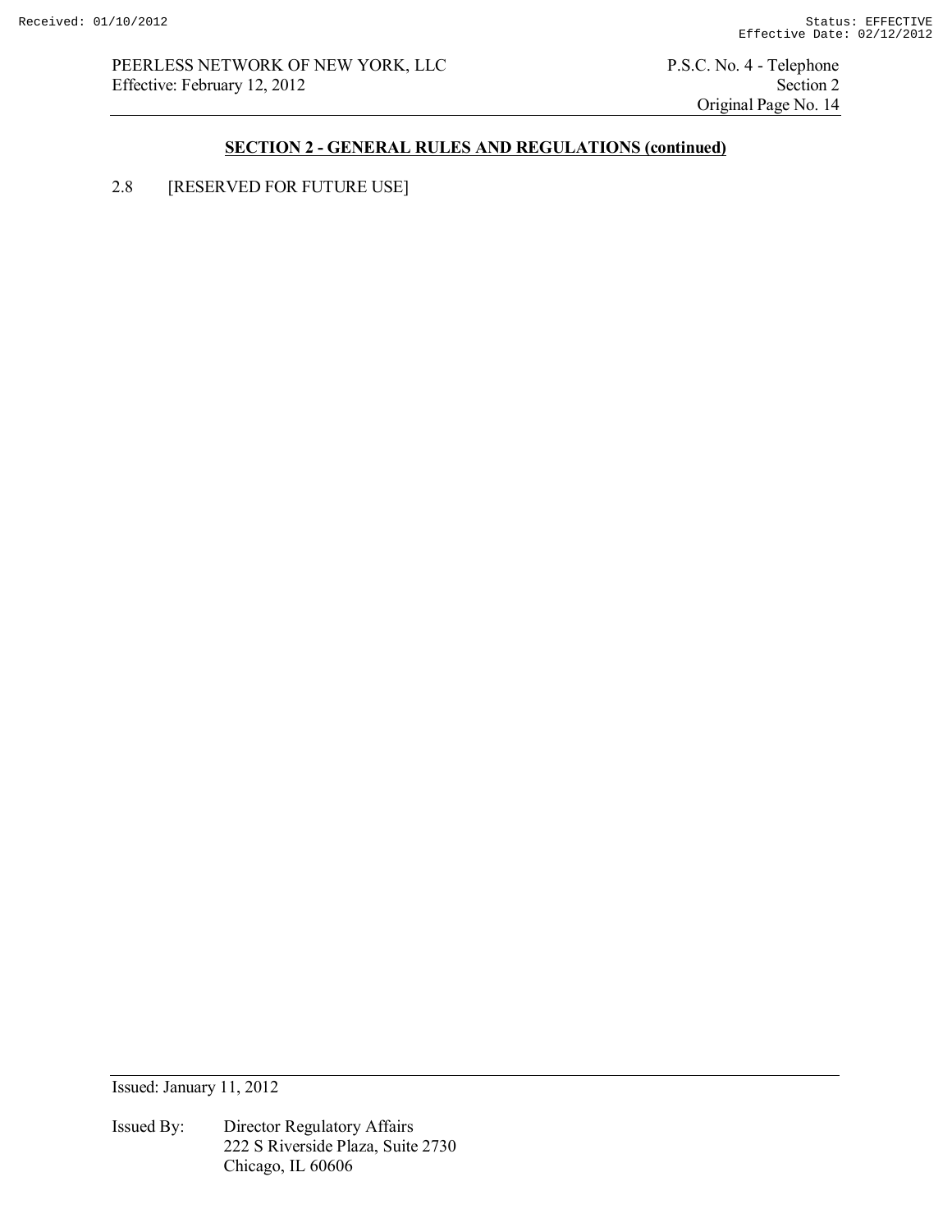## SECTION 2 - GENERAL RULES AND REGULATIONS (continued)

2.8 [RESERVED FOR FUTURE USE]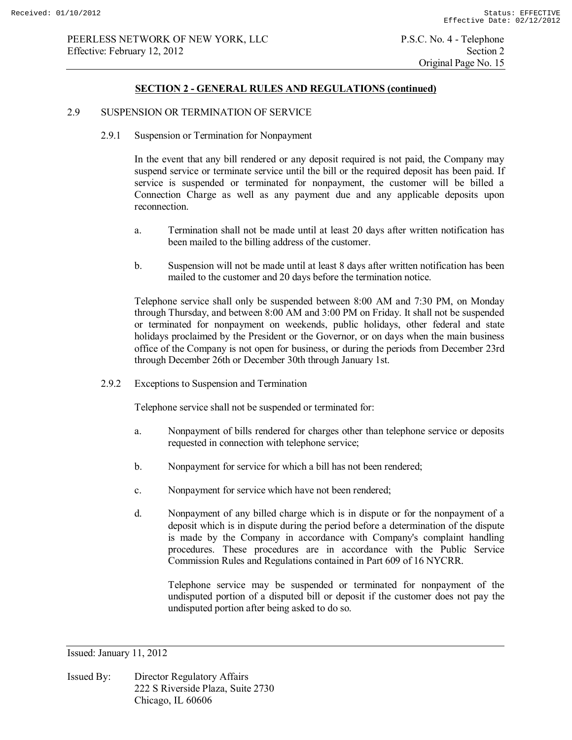## SECTION 2 - GENERAL RULES AND REGULATIONS (continued)

### 2.9 SUSPENSION OR TERMINATION OF SERVICE

#### 2.9.1 Suspension or Termination for Nonpayment

In the event that any bill rendered or any deposit required is not paid, the Company may suspend service or terminate service until the bill or the required deposit has been paid. If service is suspended or terminated for nonpayment, the customer will be billed a Connection Charge as well as any payment due and any applicable deposits upon reconnection.

a. Termination shall not be made until at least 20 days after written notification has been mailed to the billing address of the customer.

b. Suspension will not be made until at least 8 days after written notification has been mailed to the customer and 20 days before the termination notice.

Telephone service shall only be suspended between 8:00 AM and 7:30 PM, on Monday through Thursday, and between 8:00 AM and 3:00 PM on Friday. It shall not be suspended or terminated for nonpayment on weekends, public holidays, other federal and state holidays proclaimed by the President or the Governor, or on days when the main business office of the Company is not open for business, or during the periods from December 23rd through December 26th or December 30th through January 1st.

#### 2.9.2 Exceptions to Suspension and Termination

Telephone service shall not be suspended or terminated for:

a. Nonpayment of bills rendered for charges other than telephone service or deposits requested in connection with telephone service;

b. Nonpayment for service for which a bill has not been rendered;

c. Nonpayment for service which have not been rendered;

d. Nonpayment of any billed charge which is in dispute or for the nonpayment of a deposit which is in dispute during the period before a determination of the dispute is made by the Company in accordance with Company's complaint handling procedures. These procedures are in accordance with the Public Service Commission Rules and Regulations contained in Part 609 of 16 NYCRR.

   Telephone service may be suspended or terminated for nonpayment of the undisputed portion of a disputed bill or deposit if the customer does not pay the undisputed portion after being asked to do so.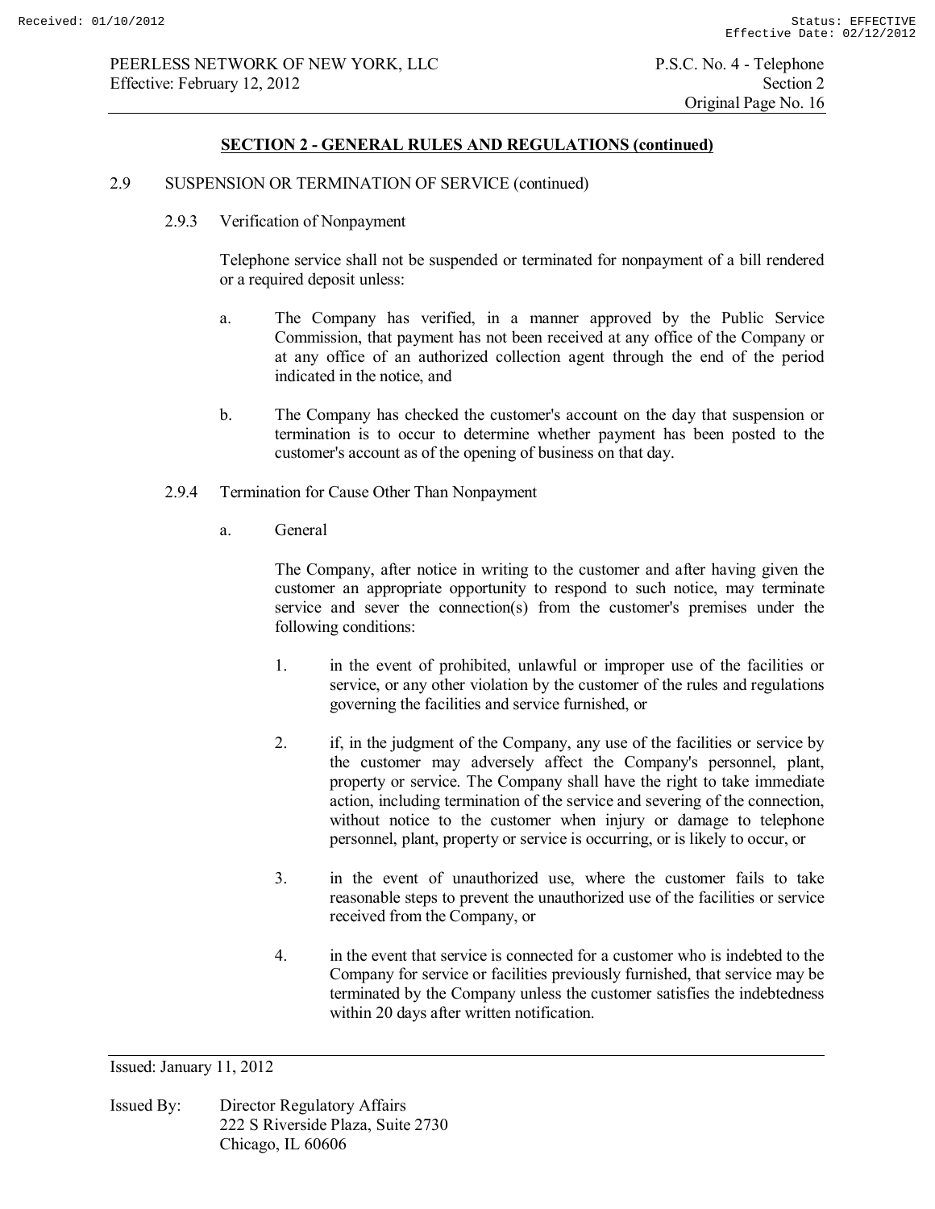## SECTION 2 - GENERAL RULES AND REGULATIONS (continued)

2.9 SUSPENSION OR TERMINATION OF SERVICE (continued)

2.9.3 Verification of Nonpayment

Telephone service shall not be suspended or terminated for nonpayment of a bill rendered or a required deposit unless:

a. The Company has verified, in a manner approved by the Public Service Commission, that payment has not been received at any office of the Company or at any office of an authorized collection agent through the end of the period indicated in the notice, and

b. The Company has checked the customer's account on the day that suspension or termination is to occur to determine whether payment has been posted to the customer's account as of the opening of business on that day.

2.9.4 Termination for Cause Other Than Nonpayment

a. General

The Company, after notice in writing to the customer and after having given the customer an appropriate opportunity to respond to such notice, may terminate service and sever the connection(s) from the customer's premises under the following conditions:

1. in the event of prohibited, unlawful or improper use of the facilities or service, or any other violation by the customer of the rules and regulations governing the facilities and service furnished, or

2. if, in the judgment of the Company, any use of the facilities or service by the customer may adversely affect the Company's personnel, plant, property or service. The Company shall have the right to take immediate action, including termination of the service and severing of the connection, without notice to the customer when injury or damage to telephone personnel, plant, property or service is occurring, or is likely to occur, or

3. in the event of unauthorized use, where the customer fails to take reasonable steps to prevent the unauthorized use of the facilities or service received from the Company, or

4. in the event that service is connected for a customer who is indebted to the Company for service or facilities previously furnished, that service may be terminated by the Company unless the customer satisfies the indebtedness within 20 days after written notification.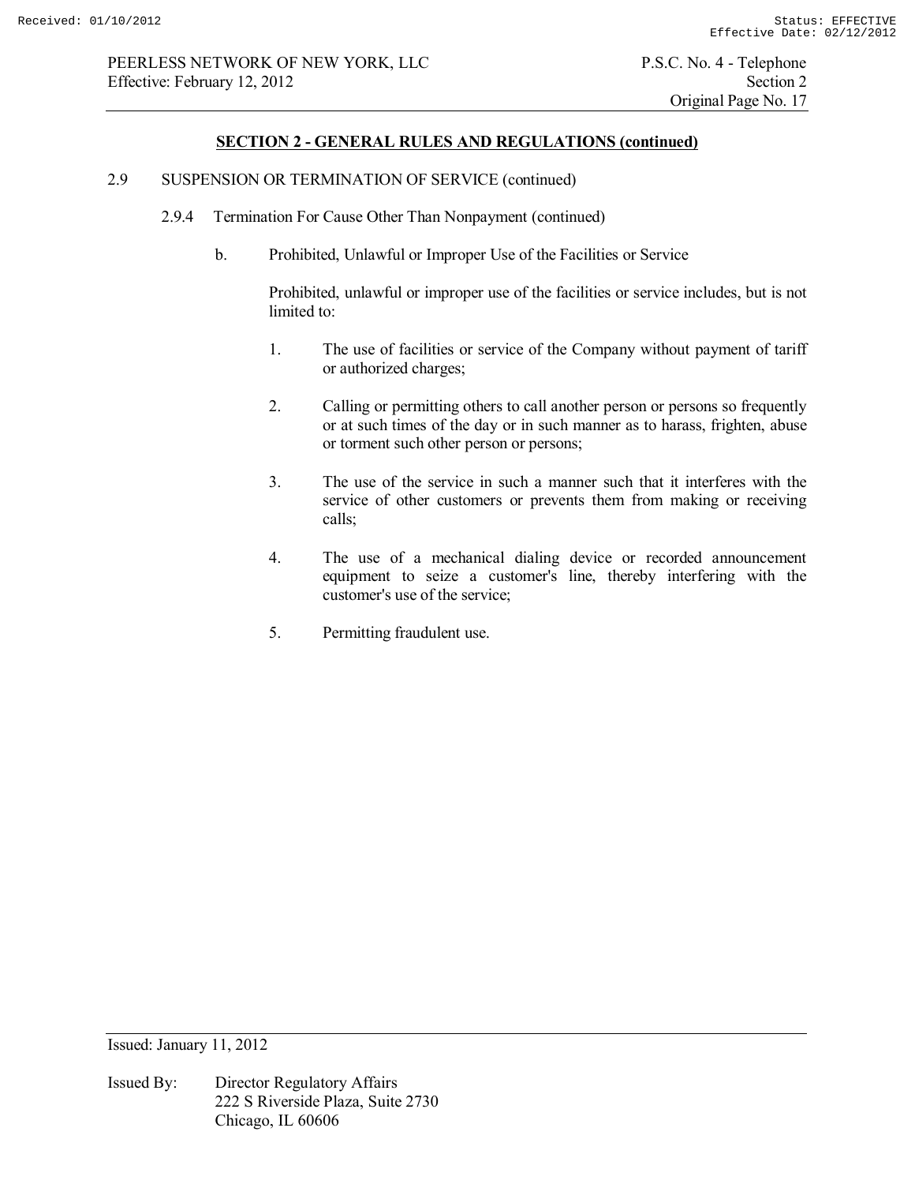## SECTION 2 - GENERAL RULES AND REGULATIONS (continued)

2.9 SUSPENSION OR TERMINATION OF SERVICE (continued)

2.9.4 Termination For Cause Other Than Nonpayment (continued)

b. Prohibited, Unlawful or Improper Use of the Facilities or Service

Prohibited, unlawful or improper use of the facilities or service includes, but is not limited to:

1. The use of facilities or service of the Company without payment of tariff or authorized charges;

2. Calling or permitting others to call another person or persons so frequently or at such times of the day or in such manner as to harass, frighten, abuse or torment such other person or persons;

3. The use of the service in such a manner such that it interferes with the service of other customers or prevents them from making or receiving calls;

4. The use of a mechanical dialing device or recorded announcement equipment to seize a customer's line, thereby interfering with the customer's use of the service;

5. Permitting fraudulent use.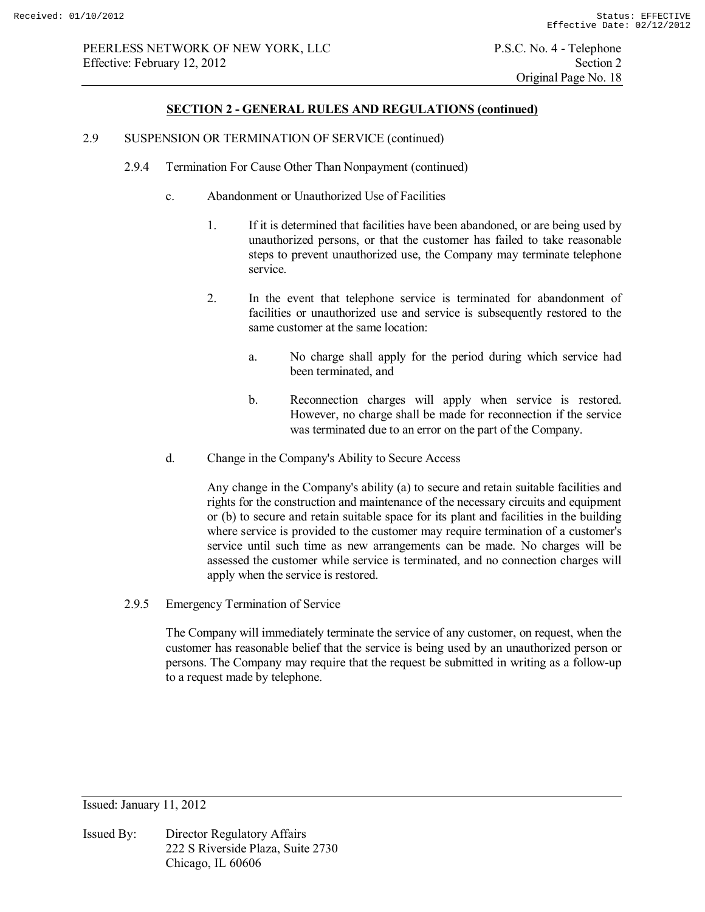## SECTION 2 - GENERAL RULES AND REGULATIONS (continued)

2.9 SUSPENSION OR TERMINATION OF SERVICE (continued)

2.9.4 Termination For Cause Other Than Nonpayment (continued)

c. Abandonment or Unauthorized Use of Facilities

1. If it is determined that facilities have been abandoned, or are being used by unauthorized persons, or that the customer has failed to take reasonable steps to prevent unauthorized use, the Company may terminate telephone service.

2. In the event that telephone service is terminated for abandonment of facilities or unauthorized use and service is subsequently restored to the same customer at the same location:

a. No charge shall apply for the period during which service had been terminated, and

b. Reconnection charges will apply when service is restored. However, no charge shall be made for reconnection if the service was terminated due to an error on the part of the Company.

d. Change in the Company's Ability to Secure Access

Any change in the Company's ability (a) to secure and retain suitable facilities and rights for the construction and maintenance of the necessary circuits and equipment or (b) to secure and retain suitable space for its plant and facilities in the building where service is provided to the customer may require termination of a customer's service until such time as new arrangements can be made. No charges will be assessed the customer while service is terminated, and no connection charges will apply when the service is restored.

2.9.5 Emergency Termination of Service

The Company will immediately terminate the service of any customer, on request, when the customer has reasonable belief that the service is being used by an unauthorized person or persons. The Company may require that the request be submitted in writing as a follow-up to a request made by telephone.

Issued: January 11, 2012

Issued By: Director Regulatory Affairs
222 S Riverside Plaza, Suite 2730
Chicago, IL 60606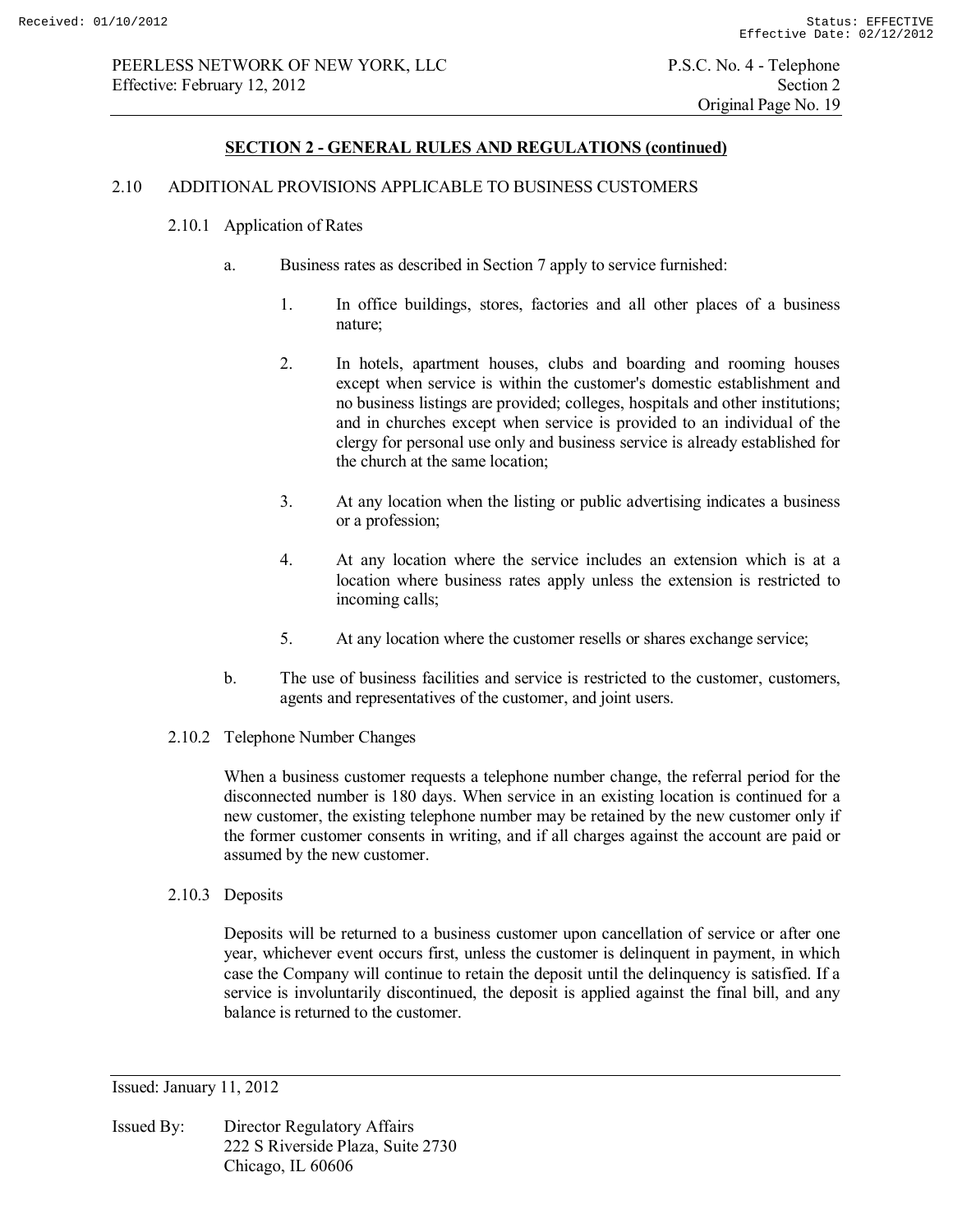## SECTION 2 - GENERAL RULES AND REGULATIONS (continued)

### 2.10 ADDITIONAL PROVISIONS APPLICABLE TO BUSINESS CUSTOMERS

#### 2.10.1 Application of Rates

a. Business rates as described in Section 7 apply to service furnished:

1. In office buildings, stores, factories and all other places of a business nature;

2. In hotels, apartment houses, clubs and boarding and rooming houses except when service is within the customer's domestic establishment and no business listings are provided; colleges, hospitals and other institutions; and in churches except when service is provided to an individual of the clergy for personal use only and business service is already established for the church at the same location;

3. At any location when the listing or public advertising indicates a business or a profession;

4. At any location where the service includes an extension which is at a location where business rates apply unless the extension is restricted to incoming calls;

5. At any location where the customer resells or shares exchange service;

b. The use of business facilities and service is restricted to the customer, customers, agents and representatives of the customer, and joint users.

#### 2.10.2 Telephone Number Changes

When a business customer requests a telephone number change, the referral period for the disconnected number is 180 days. When service in an existing location is continued for a new customer, the existing telephone number may be retained by the new customer only if the former customer consents in writing, and if all charges against the account are paid or assumed by the new customer.

#### 2.10.3 Deposits

Deposits will be returned to a business customer upon cancellation of service or after one year, whichever event occurs first, unless the customer is delinquent in payment, in which case the Company will continue to retain the deposit until the delinquency is satisfied. If a service is involuntarily discontinued, the deposit is applied against the final bill, and any balance is returned to the customer.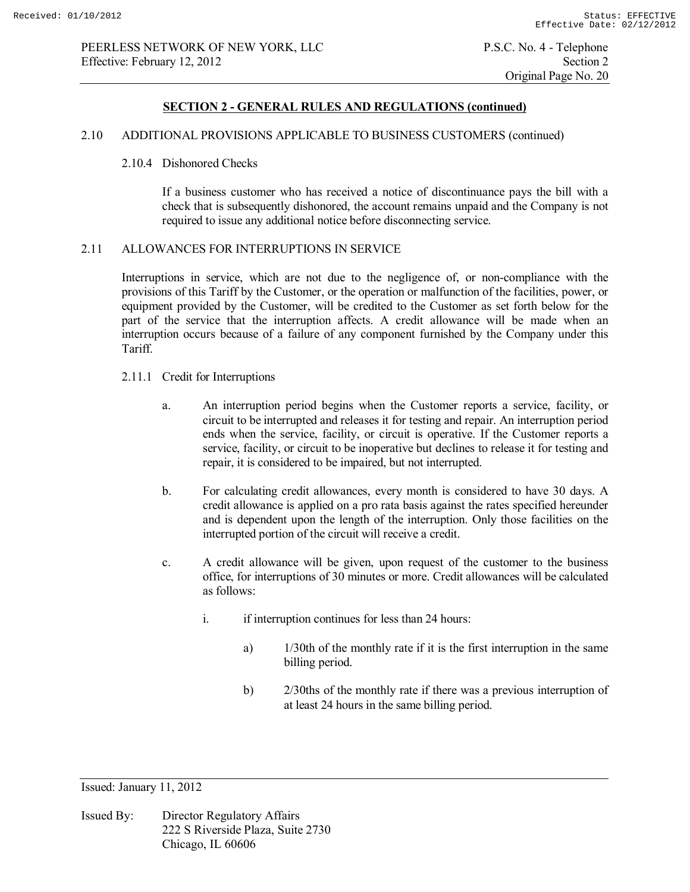## SECTION 2 - GENERAL RULES AND REGULATIONS (continued)

2.10 ADDITIONAL PROVISIONS APPLICABLE TO BUSINESS CUSTOMERS (continued)

2.10.4 Dishonored Checks

If a business customer who has received a notice of discontinuance pays the bill with a check that is subsequently dishonored, the account remains unpaid and the Company is not required to issue any additional notice before disconnecting service.

2.11 ALLOWANCES FOR INTERRUPTIONS IN SERVICE

Interruptions in service, which are not due to the negligence of, or non-compliance with the provisions of this Tariff by the Customer, or the operation or malfunction of the facilities, power, or equipment provided by the Customer, will be credited to the Customer as set forth below for the part of the service that the interruption affects. A credit allowance will be made when an interruption occurs because of a failure of any component furnished by the Company under this Tariff.

2.11.1 Credit for Interruptions

a. An interruption period begins when the Customer reports a service, facility, or circuit to be interrupted and releases it for testing and repair. An interruption period ends when the service, facility, or circuit is operative. If the Customer reports a service, facility, or circuit to be inoperative but declines to release it for testing and repair, it is considered to be impaired, but not interrupted.

b. For calculating credit allowances, every month is considered to have 30 days. A credit allowance is applied on a pro rata basis against the rates specified hereunder and is dependent upon the length of the interruption. Only those facilities on the interrupted portion of the circuit will receive a credit.

c. A credit allowance will be given, upon request of the customer to the business office, for interruptions of 30 minutes or more. Credit allowances will be calculated as follows:

i. if interruption continues for less than 24 hours:

a) 1/30th of the monthly rate if it is the first interruption in the same billing period.

b) 2/30ths of the monthly rate if there was a previous interruption of at least 24 hours in the same billing period.

Issued: January 11, 2012

Issued By: Director Regulatory Affairs
222 S Riverside Plaza, Suite 2730
Chicago, IL 60606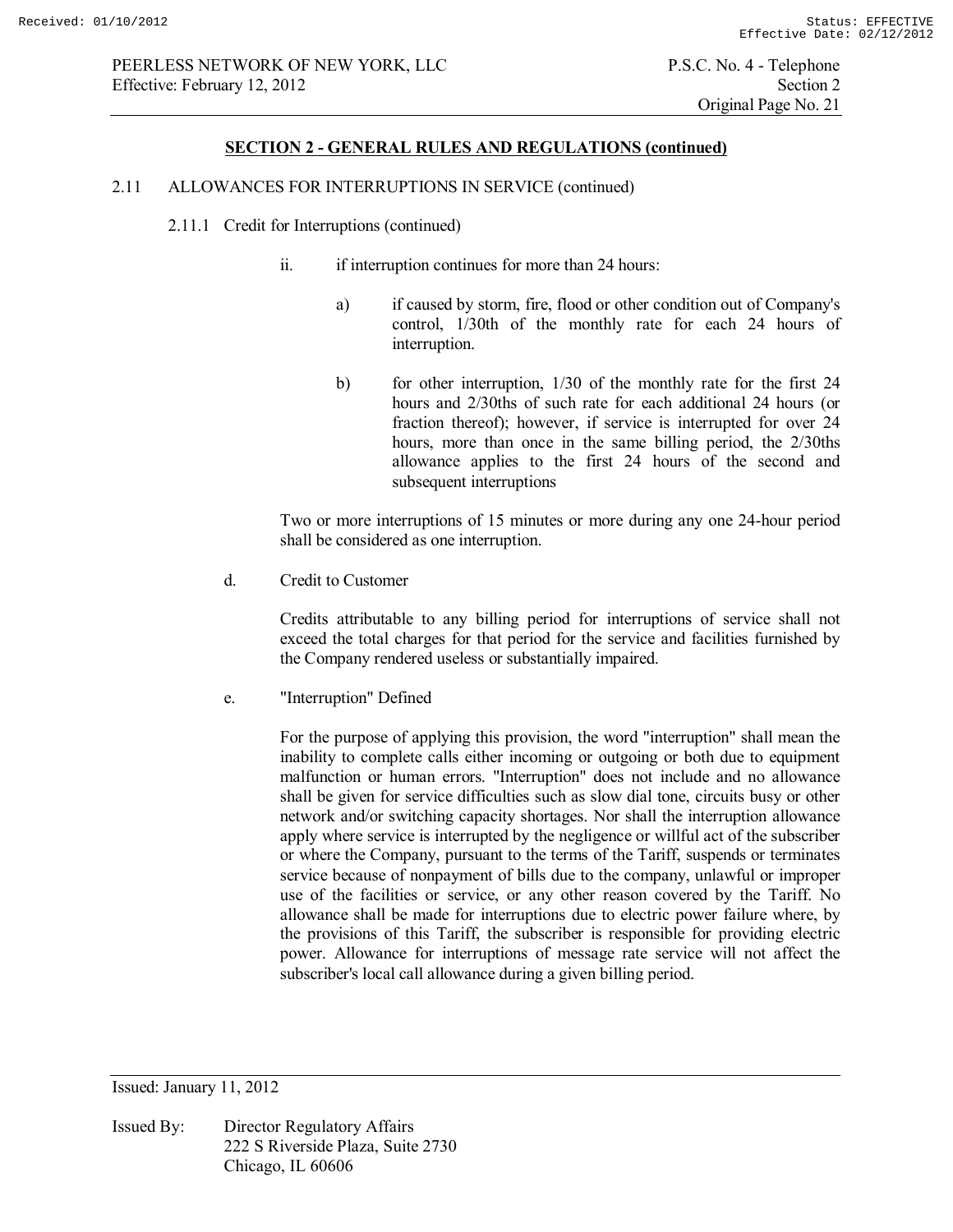## SECTION 2 - GENERAL RULES AND REGULATIONS (continued)

2.11 ALLOWANCES FOR INTERRUPTIONS IN SERVICE (continued)

2.11.1 Credit for Interruptions (continued)

ii. if interruption continues for more than 24 hours:

a) if caused by storm, fire, flood or other condition out of Company's control, 1/30th of the monthly rate for each 24 hours of interruption.

b) for other interruption, 1/30 of the monthly rate for the first 24 hours and 2/30ths of such rate for each additional 24 hours (or fraction thereof); however, if service is interrupted for over 24 hours, more than once in the same billing period, the 2/30ths allowance applies to the first 24 hours of the second and subsequent interruptions

Two or more interruptions of 15 minutes or more during any one 24-hour period shall be considered as one interruption.

d. Credit to Customer

Credits attributable to any billing period for interruptions of service shall not exceed the total charges for that period for the service and facilities furnished by the Company rendered useless or substantially impaired.

e. "Interruption" Defined

For the purpose of applying this provision, the word "interruption" shall mean the inability to complete calls either incoming or outgoing or both due to equipment malfunction or human errors. "Interruption" does not include and no allowance shall be given for service difficulties such as slow dial tone, circuits busy or other network and/or switching capacity shortages. Nor shall the interruption allowance apply where service is interrupted by the negligence or willful act of the subscriber or where the Company, pursuant to the terms of the Tariff, suspends or terminates service because of nonpayment of bills due to the company, unlawful or improper use of the facilities or service, or any other reason covered by the Tariff. No allowance shall be made for interruptions due to electric power failure where, by the provisions of this Tariff, the subscriber is responsible for providing electric power. Allowance for interruptions of message rate service will not affect the subscriber's local call allowance during a given billing period.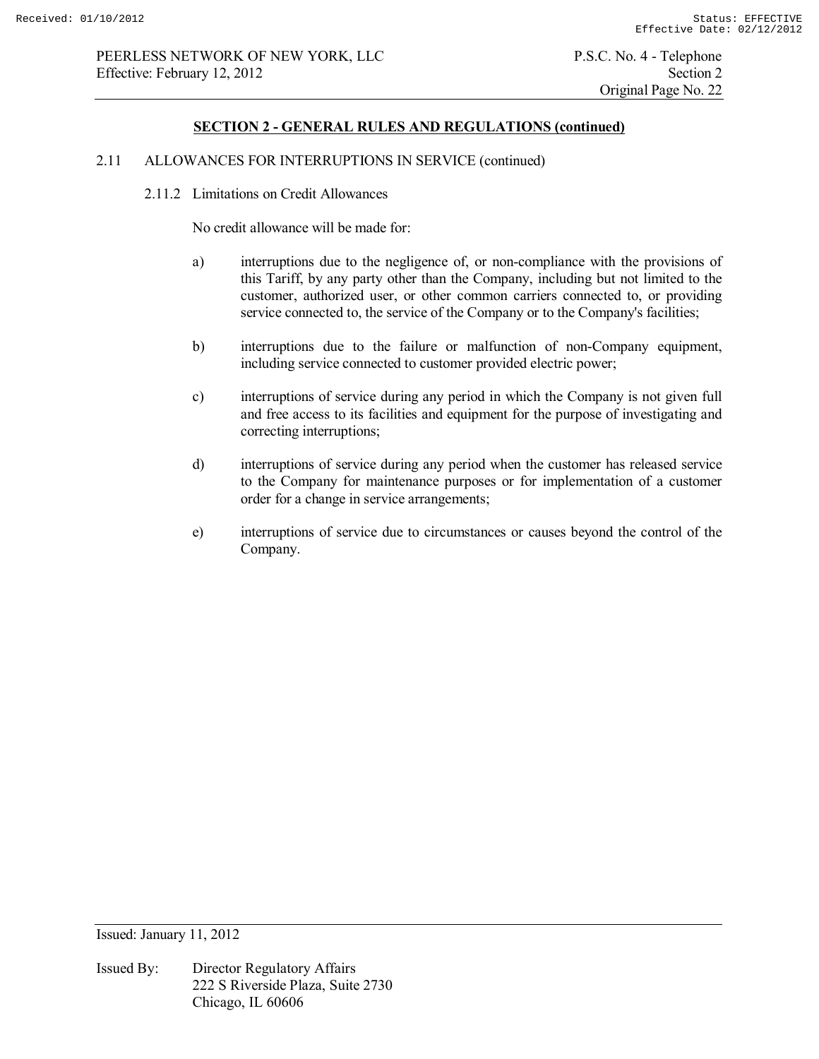## SECTION 2 - GENERAL RULES AND REGULATIONS (continued)

2.11 ALLOWANCES FOR INTERRUPTIONS IN SERVICE (continued)

2.11.2 Limitations on Credit Allowances

No credit allowance will be made for:

a) interruptions due to the negligence of, or non-compliance with the provisions of this Tariff, by any party other than the Company, including but not limited to the customer, authorized user, or other common carriers connected to, or providing service connected to, the service of the Company or to the Company's facilities;

b) interruptions due to the failure or malfunction of non-Company equipment, including service connected to customer provided electric power;

c) interruptions of service during any period in which the Company is not given full and free access to its facilities and equipment for the purpose of investigating and correcting interruptions;

d) interruptions of service during any period when the customer has released service to the Company for maintenance purposes or for implementation of a customer order for a change in service arrangements;

e) interruptions of service due to circumstances or causes beyond the control of the Company.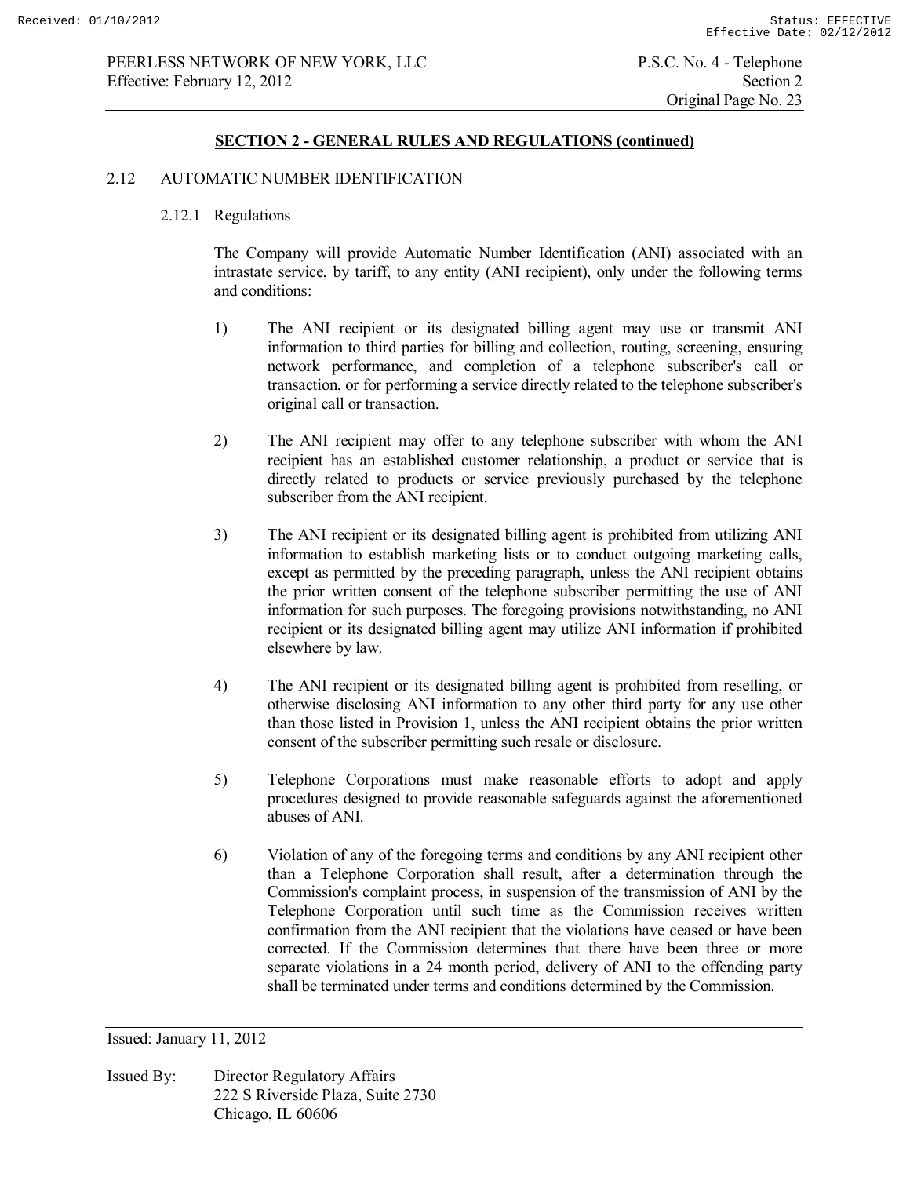## SECTION 2 - GENERAL RULES AND REGULATIONS (continued)

### 2.12 AUTOMATIC NUMBER IDENTIFICATION

#### 2.12.1 Regulations

The Company will provide Automatic Number Identification (ANI) associated with an intrastate service, by tariff, to any entity (ANI recipient), only under the following terms and conditions:

1) The ANI recipient or its designated billing agent may use or transmit ANI information to third parties for billing and collection, routing, screening, ensuring network performance, and completion of a telephone subscriber's call or transaction, or for performing a service directly related to the telephone subscriber's original call or transaction.

2) The ANI recipient may offer to any telephone subscriber with whom the ANI recipient has an established customer relationship, a product or service that is directly related to products or service previously purchased by the telephone subscriber from the ANI recipient.

3) The ANI recipient or its designated billing agent is prohibited from utilizing ANI information to establish marketing lists or to conduct outgoing marketing calls, except as permitted by the preceding paragraph, unless the ANI recipient obtains the prior written consent of the telephone subscriber permitting the use of ANI information for such purposes. The foregoing provisions notwithstanding, no ANI recipient or its designated billing agent may utilize ANI information if prohibited elsewhere by law.

4) The ANI recipient or its designated billing agent is prohibited from reselling, or otherwise disclosing ANI information to any other third party for any use other than those listed in Provision 1, unless the ANI recipient obtains the prior written consent of the subscriber permitting such resale or disclosure.

5) Telephone Corporations must make reasonable efforts to adopt and apply procedures designed to provide reasonable safeguards against the aforementioned abuses of ANI.

6) Violation of any of the foregoing terms and conditions by any ANI recipient other than a Telephone Corporation shall result, after a determination through the Commission's complaint process, in suspension of the transmission of ANI by the Telephone Corporation until such time as the Commission receives written confirmation from the ANI recipient that the violations have ceased or have been corrected. If the Commission determines that there have been three or more separate violations in a 24 month period, delivery of ANI to the offending party shall be terminated under terms and conditions determined by the Commission.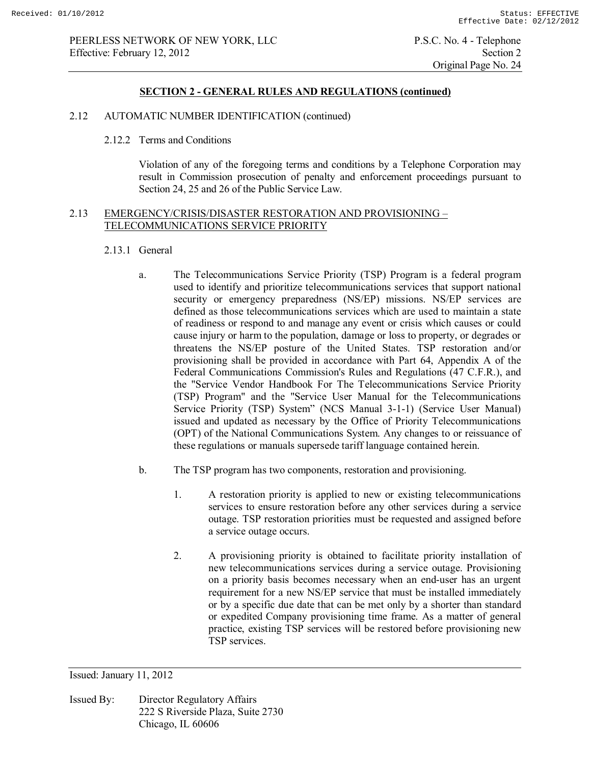## SECTION 2 - GENERAL RULES AND REGULATIONS (continued)

2.12 AUTOMATIC NUMBER IDENTIFICATION (continued)

2.12.2 Terms and Conditions

Violation of any of the foregoing terms and conditions by a Telephone Corporation may result in Commission prosecution of penalty and enforcement proceedings pursuant to Section 24, 25 and 26 of the Public Service Law.

2.13 EMERGENCY/CRISIS/DISASTER RESTORATION AND PROVISIONING – TELECOMMUNICATIONS SERVICE PRIORITY

2.13.1 General

a. The Telecommunications Service Priority (TSP) Program is a federal program used to identify and prioritize telecommunications services that support national security or emergency preparedness (NS/EP) missions. NS/EP services are defined as those telecommunications services which are used to maintain a state of readiness or respond to and manage any event or crisis which causes or could cause injury or harm to the population, damage or loss to property, or degrades or threatens the NS/EP posture of the United States. TSP restoration and/or provisioning shall be provided in accordance with Part 64, Appendix A of the Federal Communications Commission's Rules and Regulations (47 C.F.R.), and the "Service Vendor Handbook For The Telecommunications Service Priority (TSP) Program" and the "Service User Manual for the Telecommunications Service Priority (TSP) System" (NCS Manual 3-1-1) (Service User Manual) issued and updated as necessary by the Office of Priority Telecommunications (OPT) of the National Communications System. Any changes to or reissuance of these regulations or manuals supersede tariff language contained herein.

b. The TSP program has two components, restoration and provisioning.

1. A restoration priority is applied to new or existing telecommunications services to ensure restoration before any other services during a service outage. TSP restoration priorities must be requested and assigned before a service outage occurs.

2. A provisioning priority is obtained to facilitate priority installation of new telecommunications services during a service outage. Provisioning on a priority basis becomes necessary when an end-user has an urgent requirement for a new NS/EP service that must be installed immediately or by a specific due date that can be met only by a shorter than standard or expedited Company provisioning time frame. As a matter of general practice, existing TSP services will be restored before provisioning new TSP services.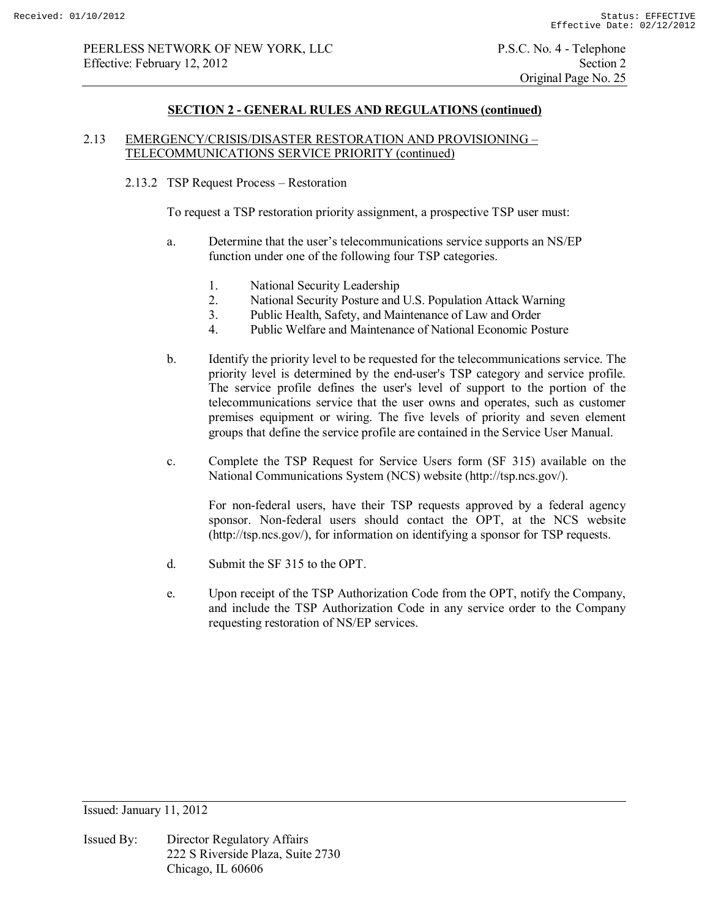## SECTION 2 - GENERAL RULES AND REGULATIONS (continued)

2.13 EMERGENCY/CRISIS/DISASTER RESTORATION AND PROVISIONING – TELECOMMUNICATIONS SERVICE PRIORITY (continued)

2.13.2 TSP Request Process – Restoration

To request a TSP restoration priority assignment, a prospective TSP user must:

a. Determine that the user's telecommunications service supports an NS/EP function under one of the following four TSP categories.

1. National Security Leadership
2. National Security Posture and U.S. Population Attack Warning
3. Public Health, Safety, and Maintenance of Law and Order
4. Public Welfare and Maintenance of National Economic Posture

b. Identify the priority level to be requested for the telecommunications service. The priority level is determined by the end-user's TSP category and service profile. The service profile defines the user's level of support to the portion of the telecommunications service that the user owns and operates, such as customer premises equipment or wiring. The five levels of priority and seven element groups that define the service profile are contained in the Service User Manual.

c. Complete the TSP Request for Service Users form (SF 315) available on the National Communications System (NCS) website (http://tsp.ncs.gov/).

For non-federal users, have their TSP requests approved by a federal agency sponsor. Non-federal users should contact the OPT, at the NCS website (http://tsp.ncs.gov/), for information on identifying a sponsor for TSP requests.

d. Submit the SF 315 to the OPT.

e. Upon receipt of the TSP Authorization Code from the OPT, notify the Company, and include the TSP Authorization Code in any service order to the Company requesting restoration of NS/EP services.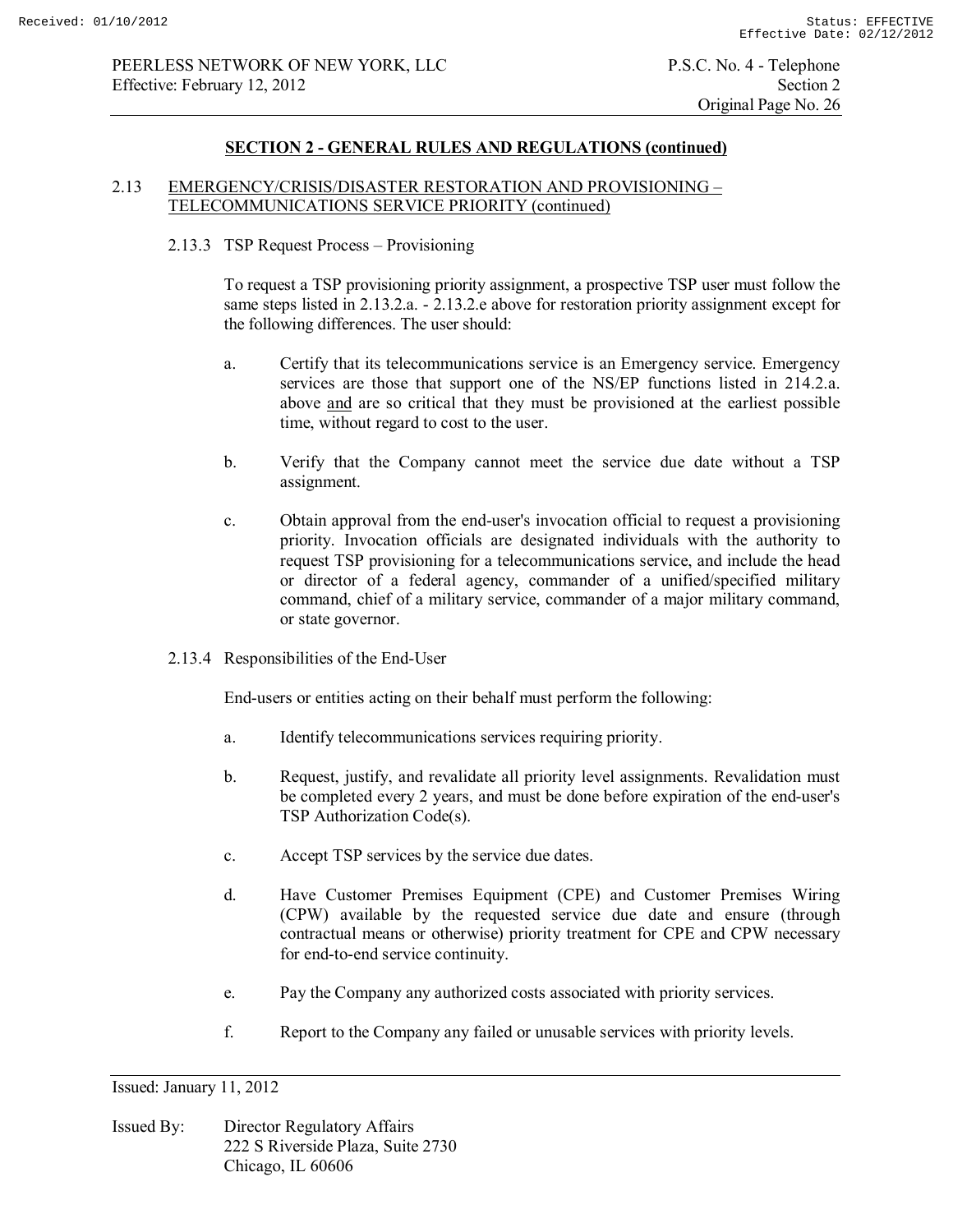## SECTION 2 - GENERAL RULES AND REGULATIONS (continued)

### 2.13 EMERGENCY/CRISIS/DISASTER RESTORATION AND PROVISIONING – TELECOMMUNICATIONS SERVICE PRIORITY (continued)

#### 2.13.3 TSP Request Process – Provisioning

To request a TSP provisioning priority assignment, a prospective TSP user must follow the same steps listed in 2.13.2.a. - 2.13.2.e above for restoration priority assignment except for the following differences. The user should:

a. Certify that its telecommunications service is an Emergency service. Emergency services are those that support one of the NS/EP functions listed in 214.2.a. above <u>and</u> are so critical that they must be provisioned at the earliest possible time, without regard to cost to the user.

b. Verify that the Company cannot meet the service due date without a TSP assignment.

c. Obtain approval from the end-user's invocation official to request a provisioning priority. Invocation officials are designated individuals with the authority to request TSP provisioning for a telecommunications service, and include the head or director of a federal agency, commander of a unified/specified military command, chief of a military service, commander of a major military command, or state governor.

#### 2.13.4 Responsibilities of the End-User

End-users or entities acting on their behalf must perform the following:

a. Identify telecommunications services requiring priority.

b. Request, justify, and revalidate all priority level assignments. Revalidation must be completed every 2 years, and must be done before expiration of the end-user's TSP Authorization Code(s).

c. Accept TSP services by the service due dates.

d. Have Customer Premises Equipment (CPE) and Customer Premises Wiring (CPW) available by the requested service due date and ensure (through contractual means or otherwise) priority treatment for CPE and CPW necessary for end-to-end service continuity.

e. Pay the Company any authorized costs associated with priority services.

f. Report to the Company any failed or unusable services with priority levels.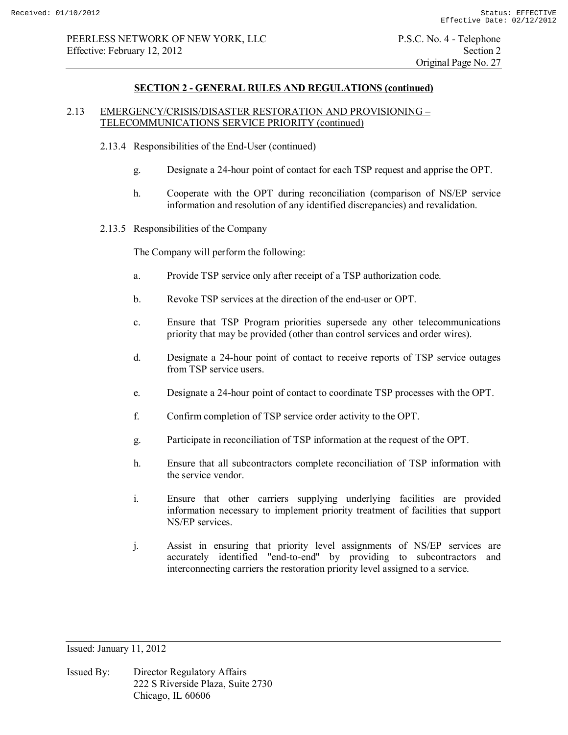## SECTION 2 - GENERAL RULES AND REGULATIONS (continued)

### 2.13 EMERGENCY/CRISIS/DISASTER RESTORATION AND PROVISIONING – TELECOMMUNICATIONS SERVICE PRIORITY (continued)

#### 2.13.4 Responsibilities of the End-User (continued)

g. Designate a 24-hour point of contact for each TSP request and apprise the OPT.

h. Cooperate with the OPT during reconciliation (comparison of NS/EP service information and resolution of any identified discrepancies) and revalidation.

#### 2.13.5 Responsibilities of the Company

The Company will perform the following:

a. Provide TSP service only after receipt of a TSP authorization code.

b. Revoke TSP services at the direction of the end-user or OPT.

c. Ensure that TSP Program priorities supersede any other telecommunications priority that may be provided (other than control services and order wires).

d. Designate a 24-hour point of contact to receive reports of TSP service outages from TSP service users.

e. Designate a 24-hour point of contact to coordinate TSP processes with the OPT.

f. Confirm completion of TSP service order activity to the OPT.

g. Participate in reconciliation of TSP information at the request of the OPT.

h. Ensure that all subcontractors complete reconciliation of TSP information with the service vendor.

i. Ensure that other carriers supplying underlying facilities are provided information necessary to implement priority treatment of facilities that support NS/EP services.

j. Assist in ensuring that priority level assignments of NS/EP services are accurately identified "end-to-end" by providing to subcontractors and interconnecting carriers the restoration priority level assigned to a service.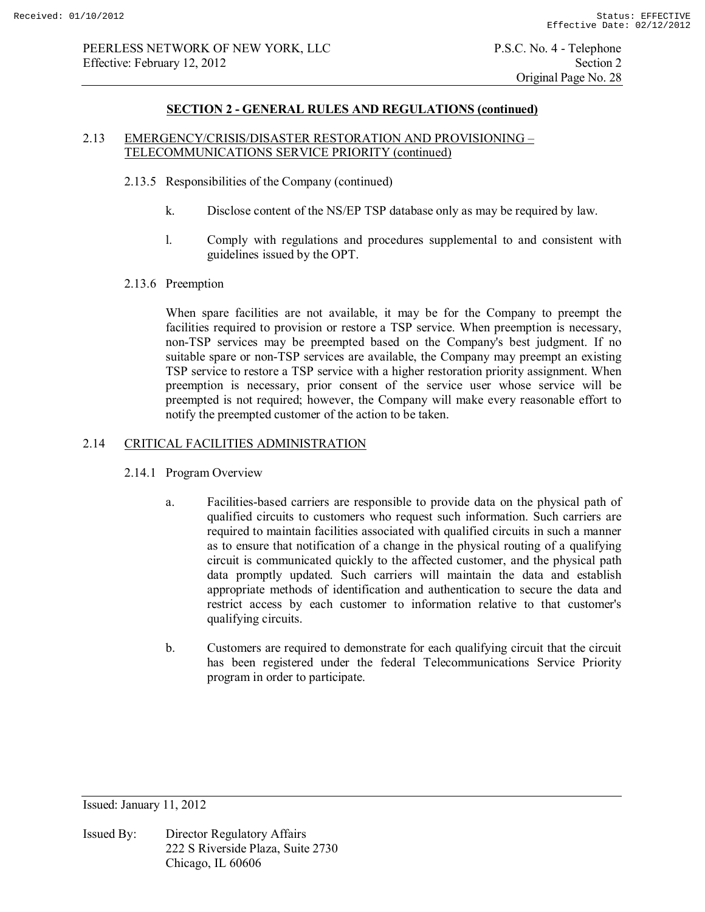## SECTION 2 - GENERAL RULES AND REGULATIONS (continued)

### 2.13 EMERGENCY/CRISIS/DISASTER RESTORATION AND PROVISIONING – TELECOMMUNICATIONS SERVICE PRIORITY (continued)

#### 2.13.5 Responsibilities of the Company (continued)

k. Disclose content of the NS/EP TSP database only as may be required by law.

l. Comply with regulations and procedures supplemental to and consistent with guidelines issued by the OPT.

#### 2.13.6 Preemption

When spare facilities are not available, it may be for the Company to preempt the facilities required to provision or restore a TSP service. When preemption is necessary, non-TSP services may be preempted based on the Company's best judgment. If no suitable spare or non-TSP services are available, the Company may preempt an existing TSP service to restore a TSP service with a higher restoration priority assignment. When preemption is necessary, prior consent of the service user whose service will be preempted is not required; however, the Company will make every reasonable effort to notify the preempted customer of the action to be taken.

### 2.14 CRITICAL FACILITIES ADMINISTRATION

#### 2.14.1 Program Overview

a. Facilities-based carriers are responsible to provide data on the physical path of qualified circuits to customers who request such information. Such carriers are required to maintain facilities associated with qualified circuits in such a manner as to ensure that notification of a change in the physical routing of a qualifying circuit is communicated quickly to the affected customer, and the physical path data promptly updated. Such carriers will maintain the data and establish appropriate methods of identification and authentication to secure the data and restrict access by each customer to information relative to that customer's qualifying circuits.

b. Customers are required to demonstrate for each qualifying circuit that the circuit has been registered under the federal Telecommunications Service Priority program in order to participate.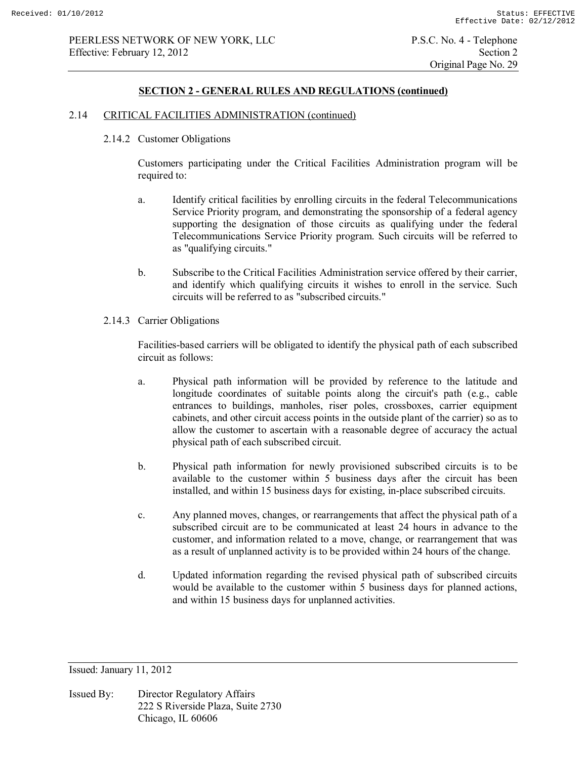## SECTION 2 - GENERAL RULES AND REGULATIONS (continued)

### 2.14 CRITICAL FACILITIES ADMINISTRATION (continued)

#### 2.14.2 Customer Obligations

Customers participating under the Critical Facilities Administration program will be required to:

a. Identify critical facilities by enrolling circuits in the federal Telecommunications Service Priority program, and demonstrating the sponsorship of a federal agency supporting the designation of those circuits as qualifying under the federal Telecommunications Service Priority program. Such circuits will be referred to as "qualifying circuits."

b. Subscribe to the Critical Facilities Administration service offered by their carrier, and identify which qualifying circuits it wishes to enroll in the service. Such circuits will be referred to as "subscribed circuits."

#### 2.14.3 Carrier Obligations

Facilities-based carriers will be obligated to identify the physical path of each subscribed circuit as follows:

a. Physical path information will be provided by reference to the latitude and longitude coordinates of suitable points along the circuit's path (e.g., cable entrances to buildings, manholes, riser poles, crossboxes, carrier equipment cabinets, and other circuit access points in the outside plant of the carrier) so as to allow the customer to ascertain with a reasonable degree of accuracy the actual physical path of each subscribed circuit.

b. Physical path information for newly provisioned subscribed circuits is to be available to the customer within 5 business days after the circuit has been installed, and within 15 business days for existing, in-place subscribed circuits.

c. Any planned moves, changes, or rearrangements that affect the physical path of a subscribed circuit are to be communicated at least 24 hours in advance to the customer, and information related to a move, change, or rearrangement that was as a result of unplanned activity is to be provided within 24 hours of the change.

d. Updated information regarding the revised physical path of subscribed circuits would be available to the customer within 5 business days for planned actions, and within 15 business days for unplanned activities.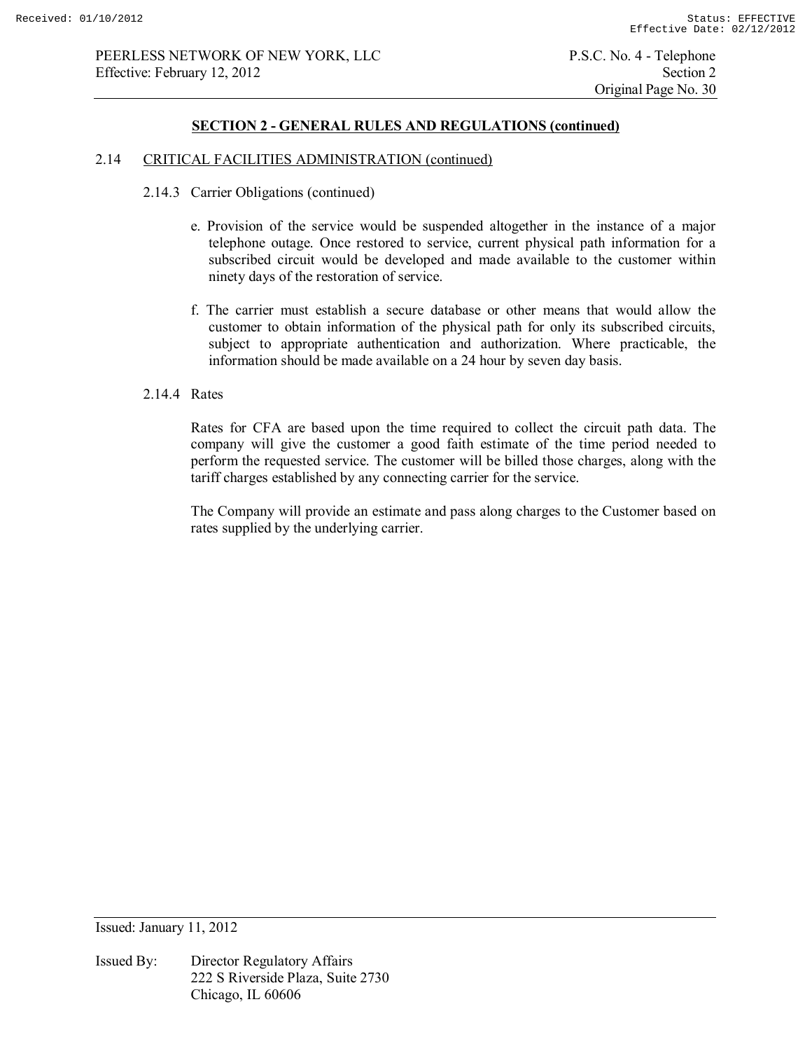## SECTION 2 - GENERAL RULES AND REGULATIONS (continued)

2.14 CRITICAL FACILITIES ADMINISTRATION (continued)

2.14.3 Carrier Obligations (continued)

e. Provision of the service would be suspended altogether in the instance of a major telephone outage. Once restored to service, current physical path information for a subscribed circuit would be developed and made available to the customer within ninety days of the restoration of service.

f. The carrier must establish a secure database or other means that would allow the customer to obtain information of the physical path for only its subscribed circuits, subject to appropriate authentication and authorization. Where practicable, the information should be made available on a 24 hour by seven day basis.

2.14.4 Rates

Rates for CFA are based upon the time required to collect the circuit path data. The company will give the customer a good faith estimate of the time period needed to perform the requested service. The customer will be billed those charges, along with the tariff charges established by any connecting carrier for the service.

The Company will provide an estimate and pass along charges to the Customer based on rates supplied by the underlying carrier.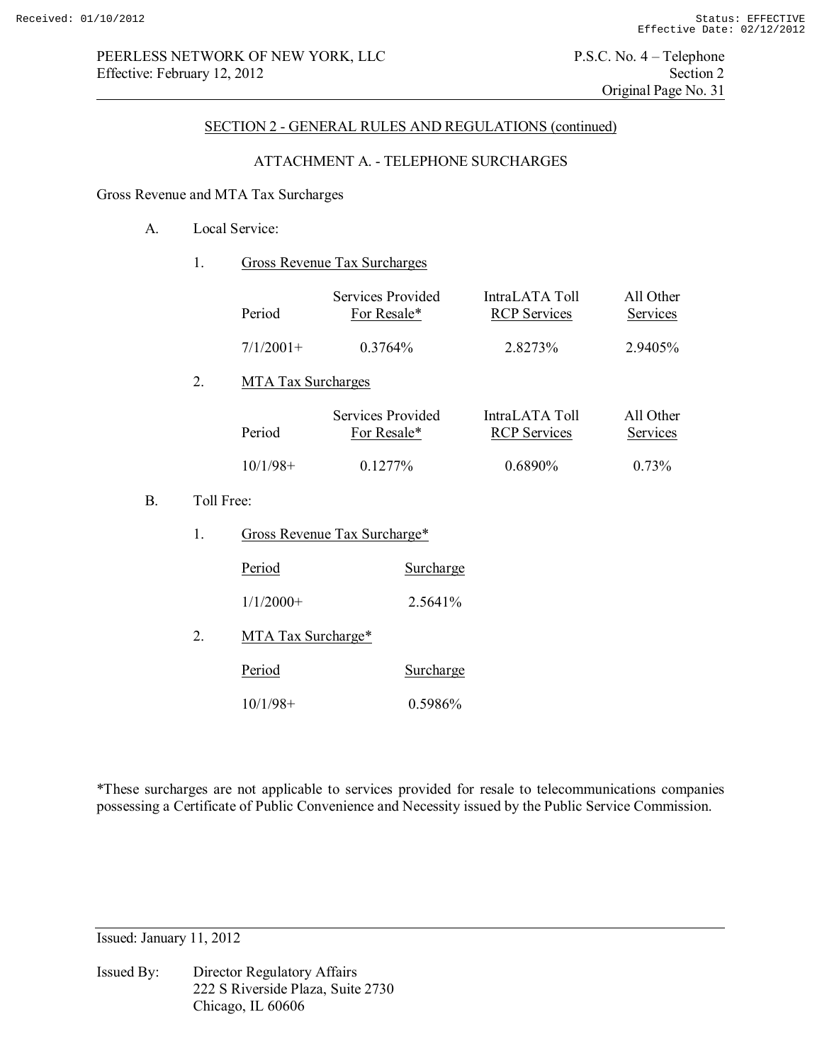## SECTION 2 - GENERAL RULES AND REGULATIONS (continued)

### ATTACHMENT A. - TELEPHONE SURCHARGES

Gross Revenue and MTA Tax Surcharges

A. Local Service:

1. Gross Revenue Tax Surcharges

| Period | Services Provided For Resale* | IntraLATA Toll RCP Services | All Other Services |
|---|---|---|---|
| 7/1/2001+ | 0.3764% | 2.8273% | 2.9405% |

2. MTA Tax Surcharges

| Period | Services Provided For Resale* | IntraLATA Toll RCP Services | All Other Services |
|---|---|---|---|
| 10/1/98+ | 0.1277% | 0.6890% | 0.73% |

B. Toll Free:

1. Gross Revenue Tax Surcharge*

| Period | Surcharge |
|---|---|
| 1/1/2000+ | 2.5641% |

2. MTA Tax Surcharge*

| Period | Surcharge |
|---|---|
| 10/1/98+ | 0.5986% |

*These surcharges are not applicable to services provided for resale to telecommunications companies possessing a Certificate of Public Convenience and Necessity issued by the Public Service Commission.

Issued: January 11, 2012

Issued By: Director Regulatory Affairs
222 S Riverside Plaza, Suite 2730
Chicago, IL 60606